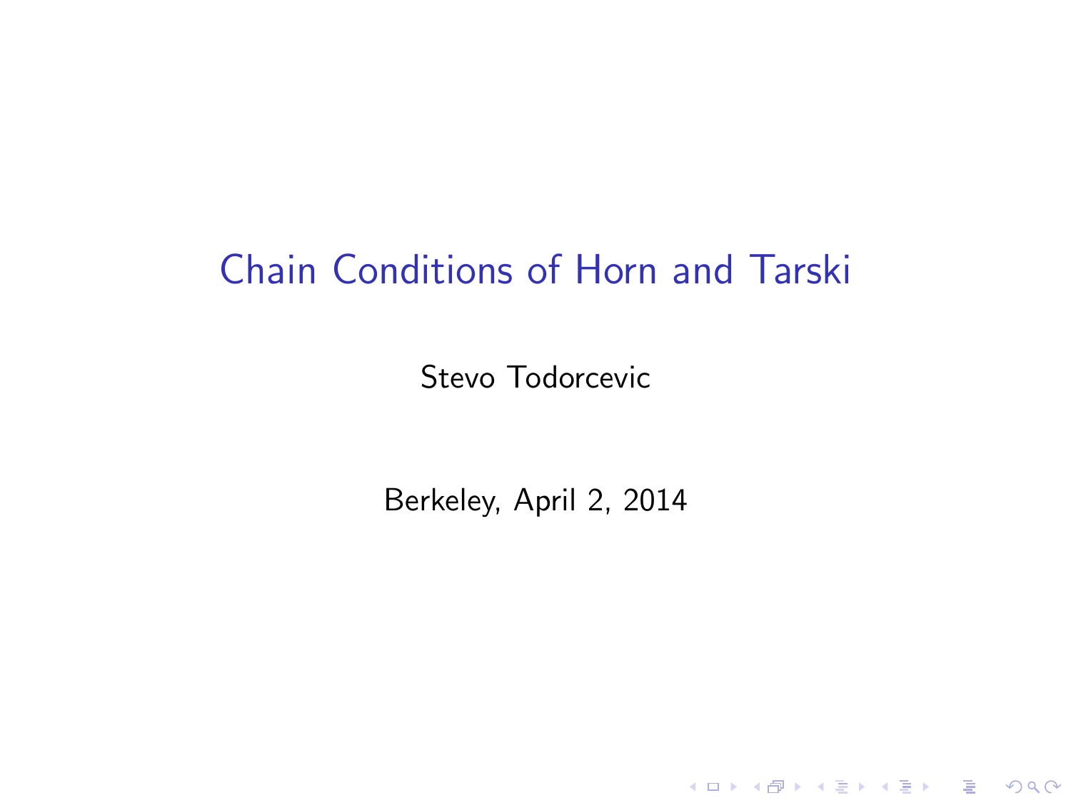# Chain Conditions of Horn and Tarski

Stevo Todorcevic

Berkeley, April 2, 2014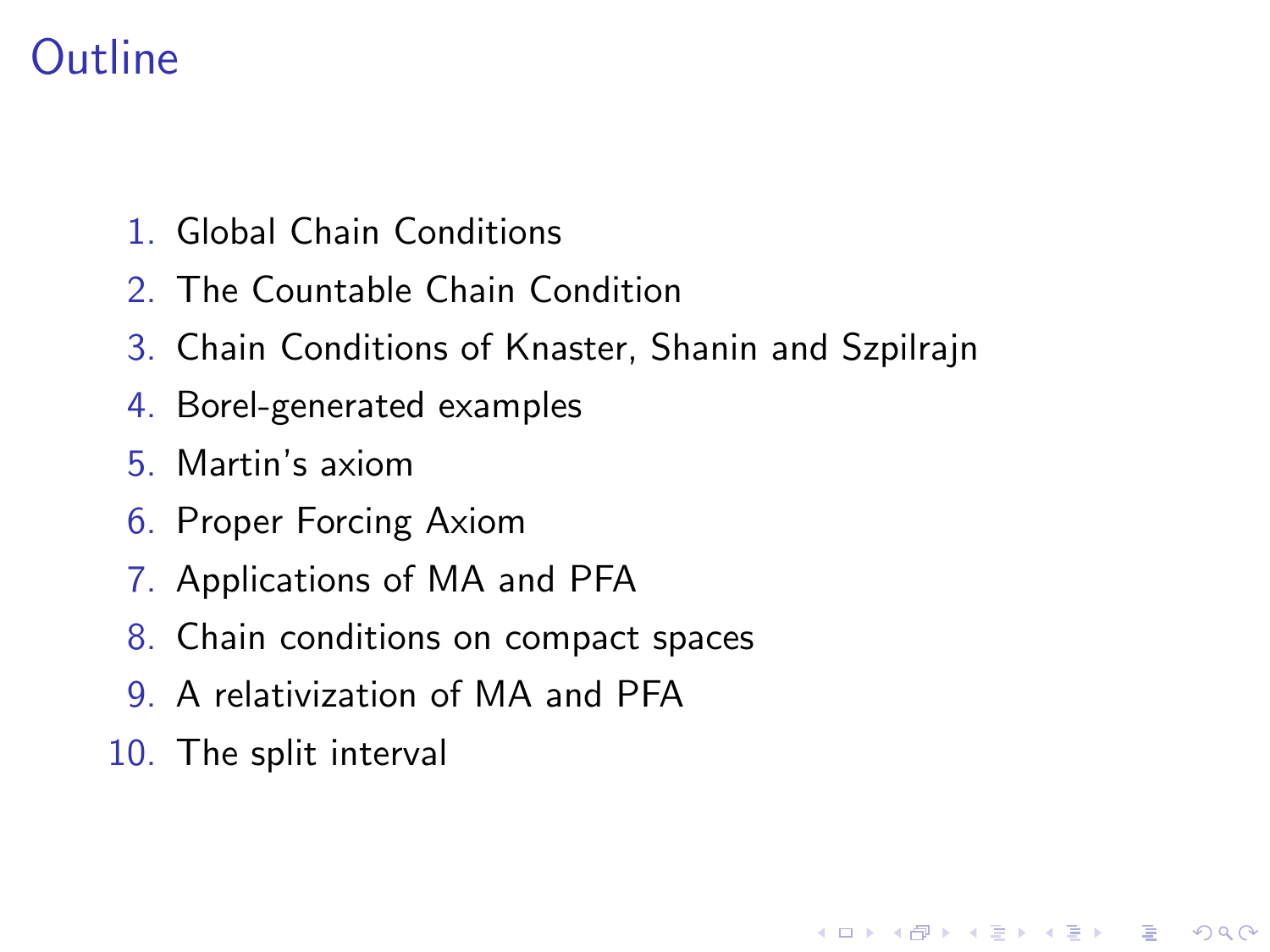# Outline

1. Global Chain Conditions
2. The Countable Chain Condition
3. Chain Conditions of Knaster, Shanin and Szpilrajn
4. Borel-generated examples
5. Martin's axiom
6. Proper Forcing Axiom
7. Applications of MA and PFA
8. Chain conditions on compact spaces
9. A relativization of MA and PFA
10. The split interval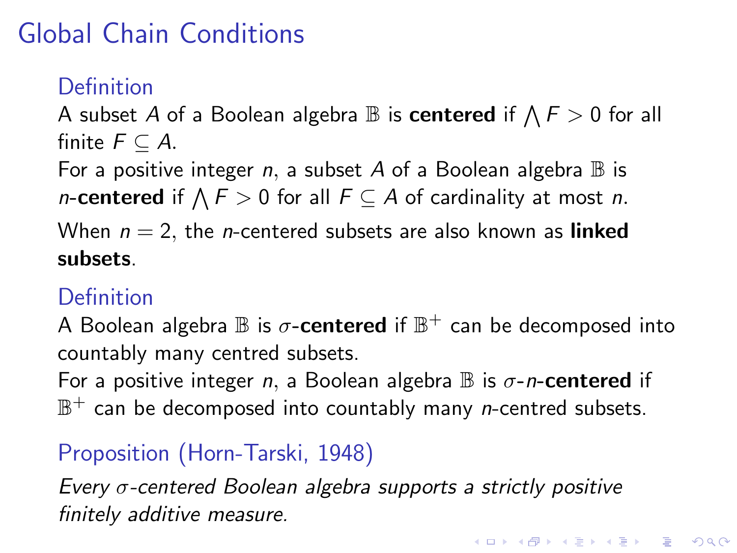# Global Chain Conditions

### Definition

A subset $A$ of a Boolean algebra $\mathbb{B}$ is **centered** if $\bigwedge F > 0$ for all finite $F \subseteq A$.

For a positive integer $n$, a subset $A$ of a Boolean algebra $\mathbb{B}$ is $n$-**centered** if $\bigwedge F > 0$ for all $F \subseteq A$ of cardinality at most $n$.

When $n = 2$, the $n$-centered subsets are also known as **linked subsets**.

### Definition

A Boolean algebra $\mathbb{B}$ is $\sigma$-**centered** if $\mathbb{B}^+$ can be decomposed into countably many centred subsets.

For a positive integer $n$, a Boolean algebra $\mathbb{B}$ is $\sigma$-$n$-**centered** if $\mathbb{B}^+$ can be decomposed into countably many $n$-centred subsets.

### Proposition (Horn-Tarski, 1948)

*Every $\sigma$-centered Boolean algebra supports a strictly positive finitely additive measure.*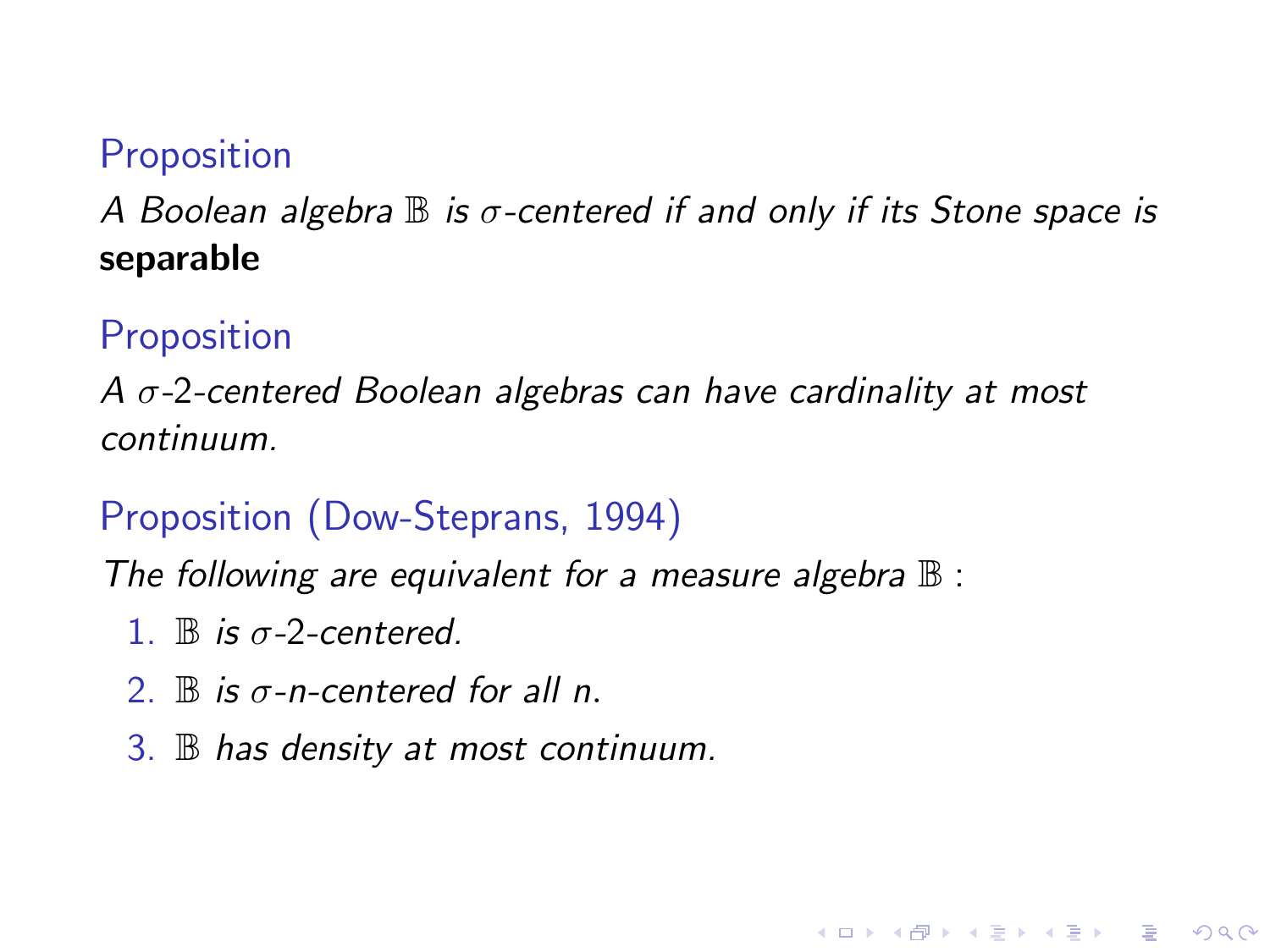**Proposition**

*A Boolean algebra $\mathbb{B}$ is $\sigma$-centered if and only if its Stone space is* **separable**

**Proposition**

*A $\sigma$-2-centered Boolean algebras can have cardinality at most continuum.*

**Proposition (Dow-Steprans, 1994)**

*The following are equivalent for a measure algebra $\mathbb{B}$ :*

1. *$\mathbb{B}$ is $\sigma$-2-centered.*
2. *$\mathbb{B}$ is $\sigma$-n-centered for all n.*
3. *$\mathbb{B}$ has density at most continuum.*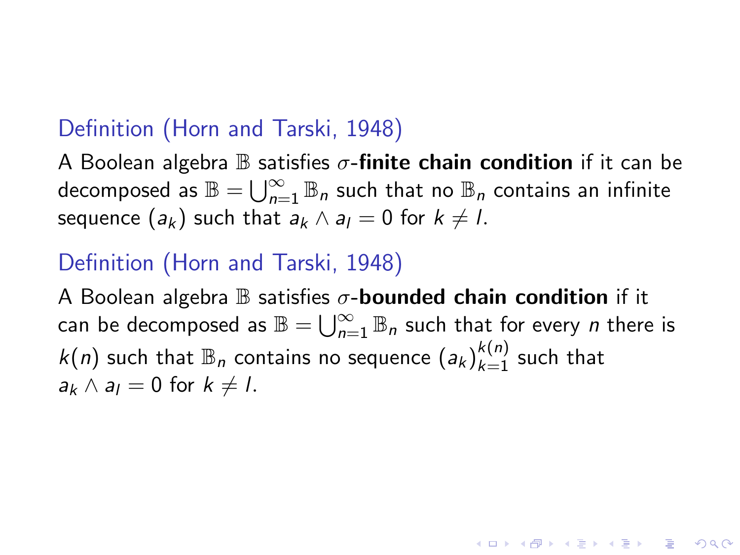**Definition (Horn and Tarski, 1948)**

A Boolean algebra $\mathbb{B}$ satisfies $\sigma$-**finite chain condition** if it can be decomposed as $\mathbb{B} = \bigcup_{n=1}^{\infty} \mathbb{B}_n$ such that no $\mathbb{B}_n$ contains an infinite sequence $(a_k)$ such that $a_k \wedge a_l = 0$ for $k \neq l$.

**Definition (Horn and Tarski, 1948)**

A Boolean algebra $\mathbb{B}$ satisfies $\sigma$-**bounded chain condition** if it can be decomposed as $\mathbb{B} = \bigcup_{n=1}^{\infty} \mathbb{B}_n$ such that for every $n$ there is $k(n)$ such that $\mathbb{B}_n$ contains no sequence $(a_k)_{k=1}^{k(n)}$ such that $a_k \wedge a_l = 0$ for $k \neq l$.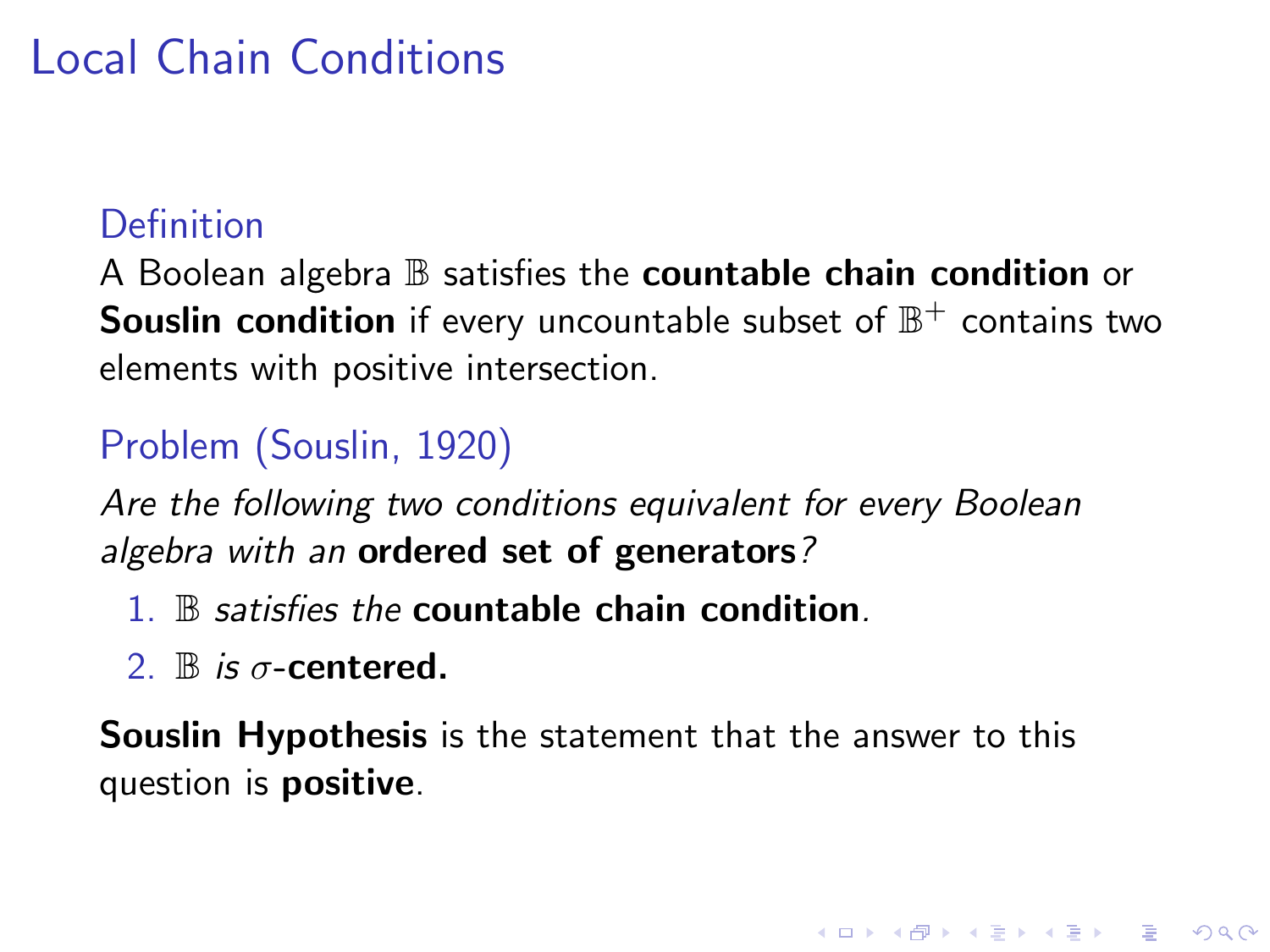# Local Chain Conditions

### Definition

A Boolean algebra $\mathbb{B}$ satisfies the **countable chain condition** or **Souslin condition** if every uncountable subset of $\mathbb{B}^+$ contains two elements with positive intersection.

### Problem (Souslin, 1920)

*Are the following two conditions equivalent for every Boolean algebra with an* **ordered set of generators***?*

1. $\mathbb{B}$ *satisfies the* **countable chain condition***.*
2. $\mathbb{B}$ *is* $\sigma$**-centered.**

**Souslin Hypothesis** is the statement that the answer to this question is **positive**.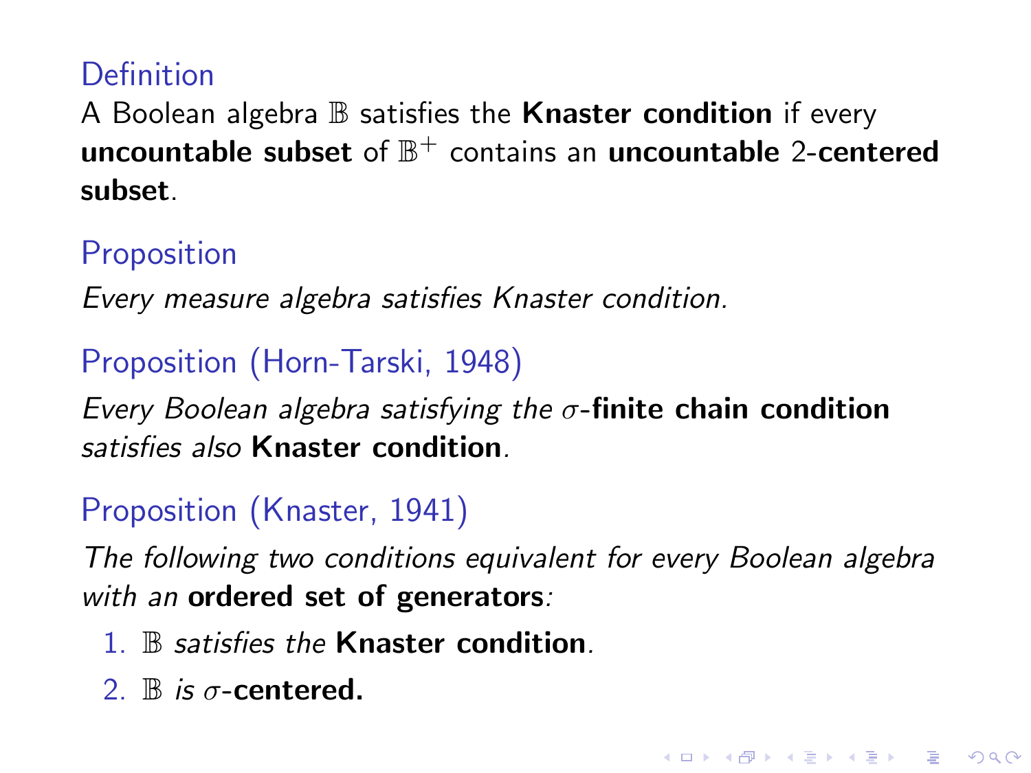### Definition

A Boolean algebra $\mathbb{B}$ satisfies the **Knaster condition** if every **uncountable subset** of $\mathbb{B}^+$ contains an **uncountable** 2-**centered subset**.

### Proposition

*Every measure algebra satisfies Knaster condition.*

### Proposition (Horn-Tarski, 1948)

*Every Boolean algebra satisfying the $\sigma$-**finite chain condition** satisfies also **Knaster condition**.*

### Proposition (Knaster, 1941)

*The following two conditions equivalent for every Boolean algebra with an **ordered set of generators**:*

1. $\mathbb{B}$ *satisfies the **Knaster condition**.*
2. $\mathbb{B}$ *is $\sigma$-**centered.***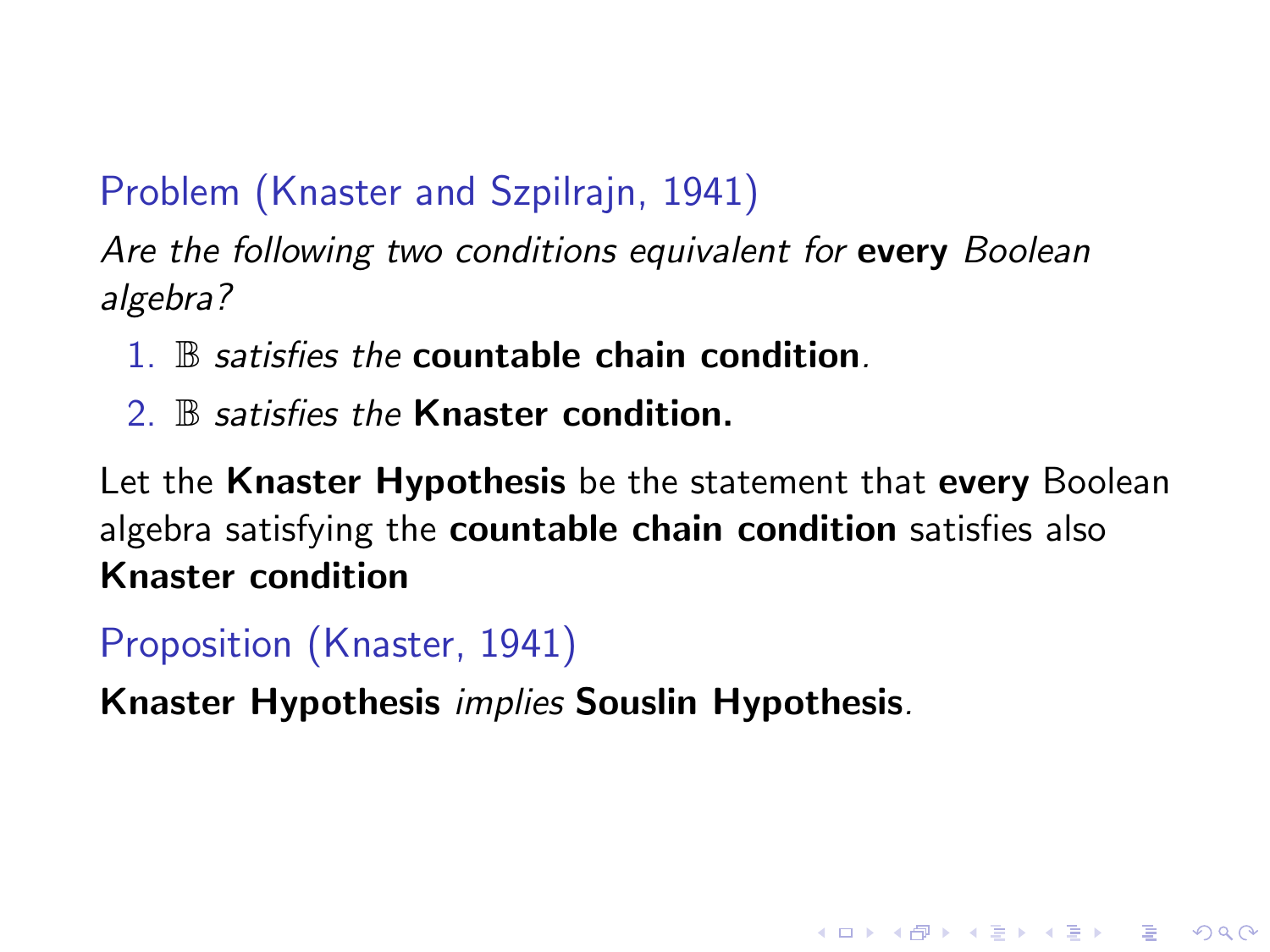**Problem (Knaster and Szpilrajn, 1941)**

*Are the following two conditions equivalent for* **every** *Boolean algebra?*

1. $\mathbb{B}$ *satisfies the* **countable chain condition**.
2. $\mathbb{B}$ *satisfies the* **Knaster condition.**

Let the **Knaster Hypothesis** be the statement that **every** Boolean algebra satisfying the **countable chain condition** satisfies also **Knaster condition**

**Proposition (Knaster, 1941)**

**Knaster Hypothesis** *implies* **Souslin Hypothesis**.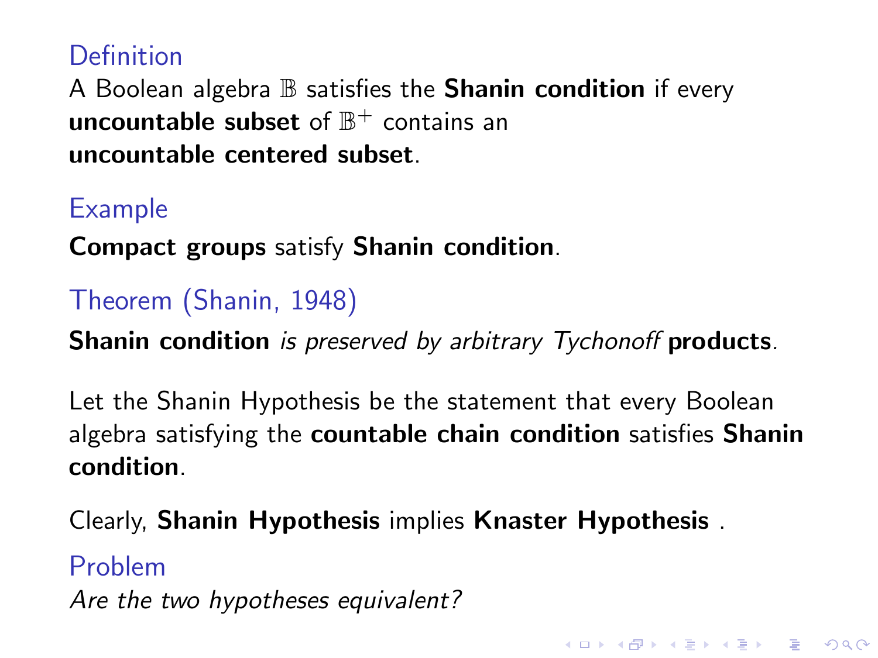### Definition

A Boolean algebra $\mathbb{B}$ satisfies the **Shanin condition** if every **uncountable subset** of $\mathbb{B}^+$ contains an **uncountable centered subset**.

### Example

**Compact groups** satisfy **Shanin condition**.

### Theorem (Shanin, 1948)

**Shanin condition** *is preserved by arbitrary Tychonoff* **products***.*

Let the Shanin Hypothesis be the statement that every Boolean algebra satisfying the **countable chain condition** satisfies **Shanin condition**.

Clearly, **Shanin Hypothesis** implies **Knaster Hypothesis** .

### Problem

*Are the two hypotheses equivalent?*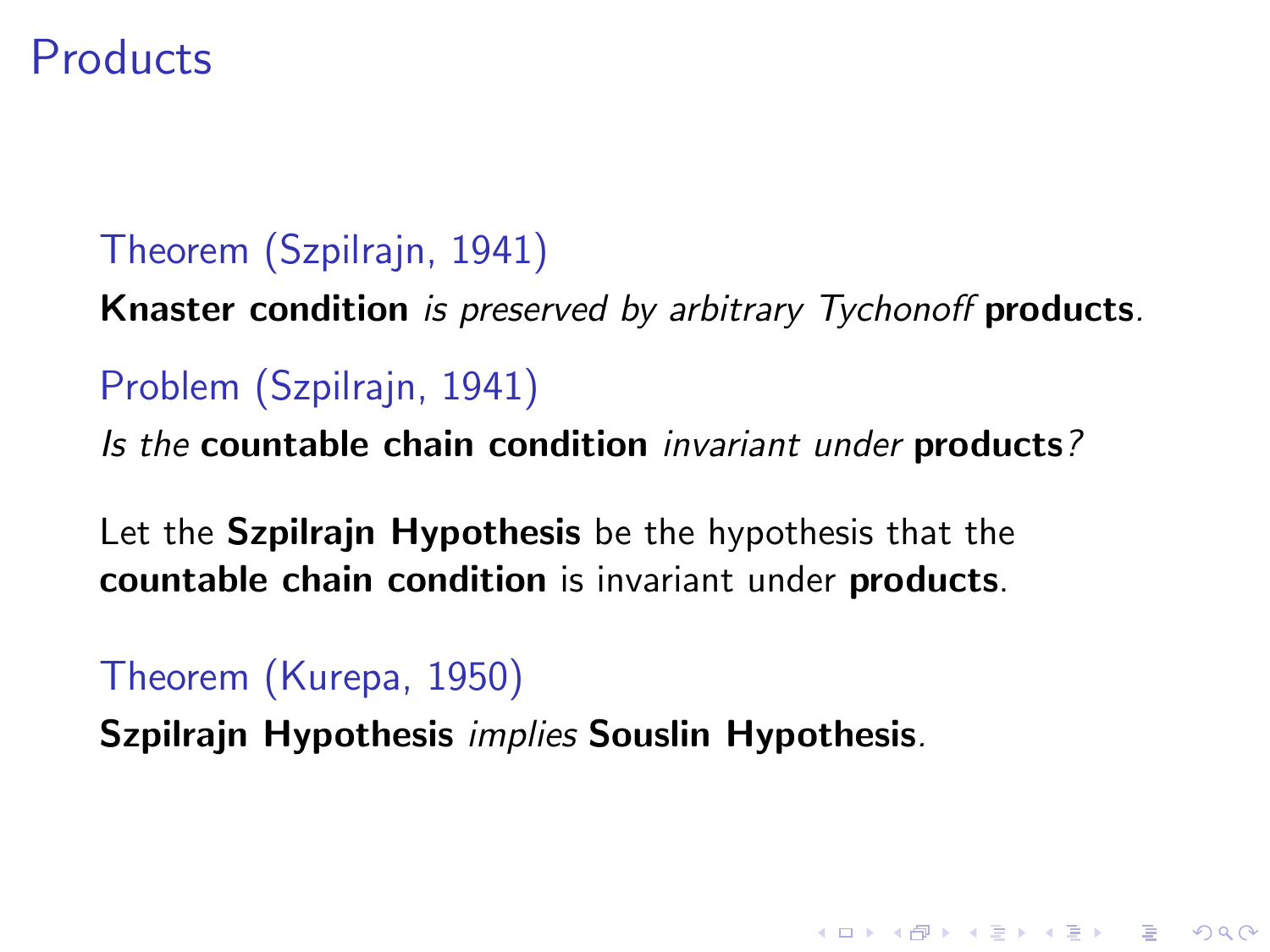# Products

**Theorem (Szpilrajn, 1941)**

**Knaster condition** *is preserved by arbitrary Tychonoff* **products***.*

**Problem (Szpilrajn, 1941)**

*Is the* **countable chain condition** *invariant under* **products***?*

Let the **Szpilrajn Hypothesis** be the hypothesis that the **countable chain condition** is invariant under **products**.

**Theorem (Kurepa, 1950)**

**Szpilrajn Hypothesis** *implies* **Souslin Hypothesis***.*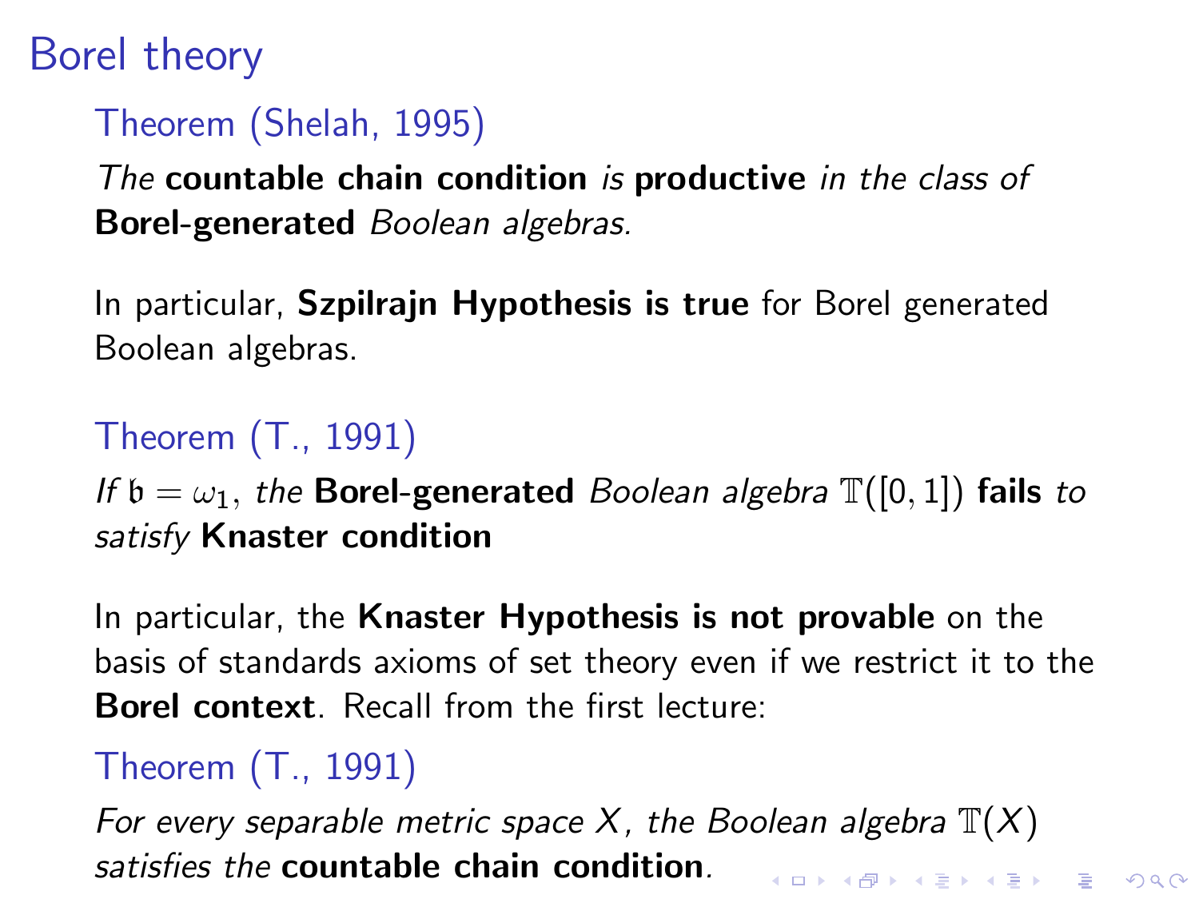# Borel theory

**Theorem (Shelah, 1995)**

*The* **countable chain condition** *is* **productive** *in the class of* **Borel-generated** *Boolean algebras.*

In particular, **Szpilrajn Hypothesis is true** for Borel generated Boolean algebras.

**Theorem (T., 1991)**

*If* $\mathfrak{b} = \omega_1$, *the* **Borel-generated** *Boolean algebra* $\mathbb{T}([0,1])$ **fails** *to satisfy* **Knaster condition**

In particular, the **Knaster Hypothesis is not provable** on the basis of standards axioms of set theory even if we restrict it to the **Borel context**. Recall from the first lecture:

**Theorem (T., 1991)**

*For every separable metric space* $X$, *the Boolean algebra* $\mathbb{T}(X)$ *satisfies the* **countable chain condition**.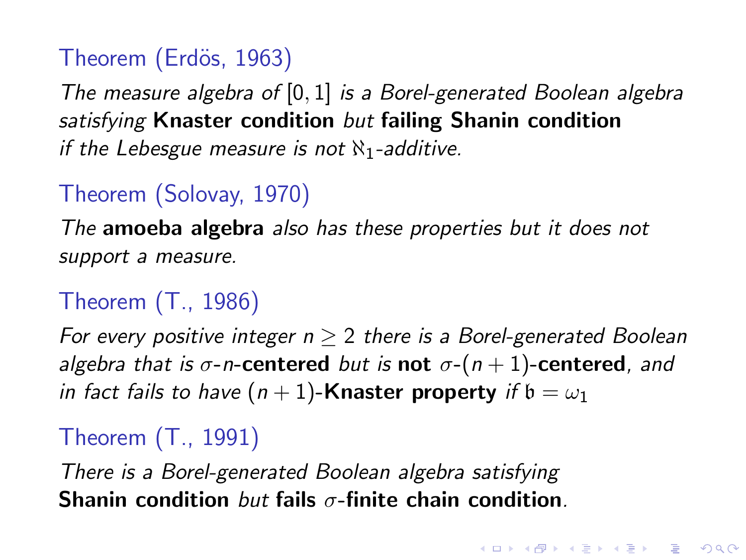**Theorem (Erdös, 1963)**

*The measure algebra of $[0,1]$ is a Borel-generated Boolean algebra satisfying* **Knaster condition** *but* **failing Shanin condition** *if the Lebesgue measure is not $\aleph_1$-additive.*

**Theorem (Solovay, 1970)**

*The* **amoeba algebra** *also has these properties but it does not support a measure.*

**Theorem (T., 1986)**

*For every positive integer $n \geq 2$ there is a Borel-generated Boolean algebra that is $\sigma$-$n$-***centered** *but is* **not** *$\sigma$-$(n+1)$-***centered***, and in fact fails to have $(n+1)$-***Knaster property** *if $\mathfrak{b} = \omega_1$*

**Theorem (T., 1991)**

*There is a Borel-generated Boolean algebra satisfying* **Shanin condition** *but* **fails $\sigma$-finite chain condition***.*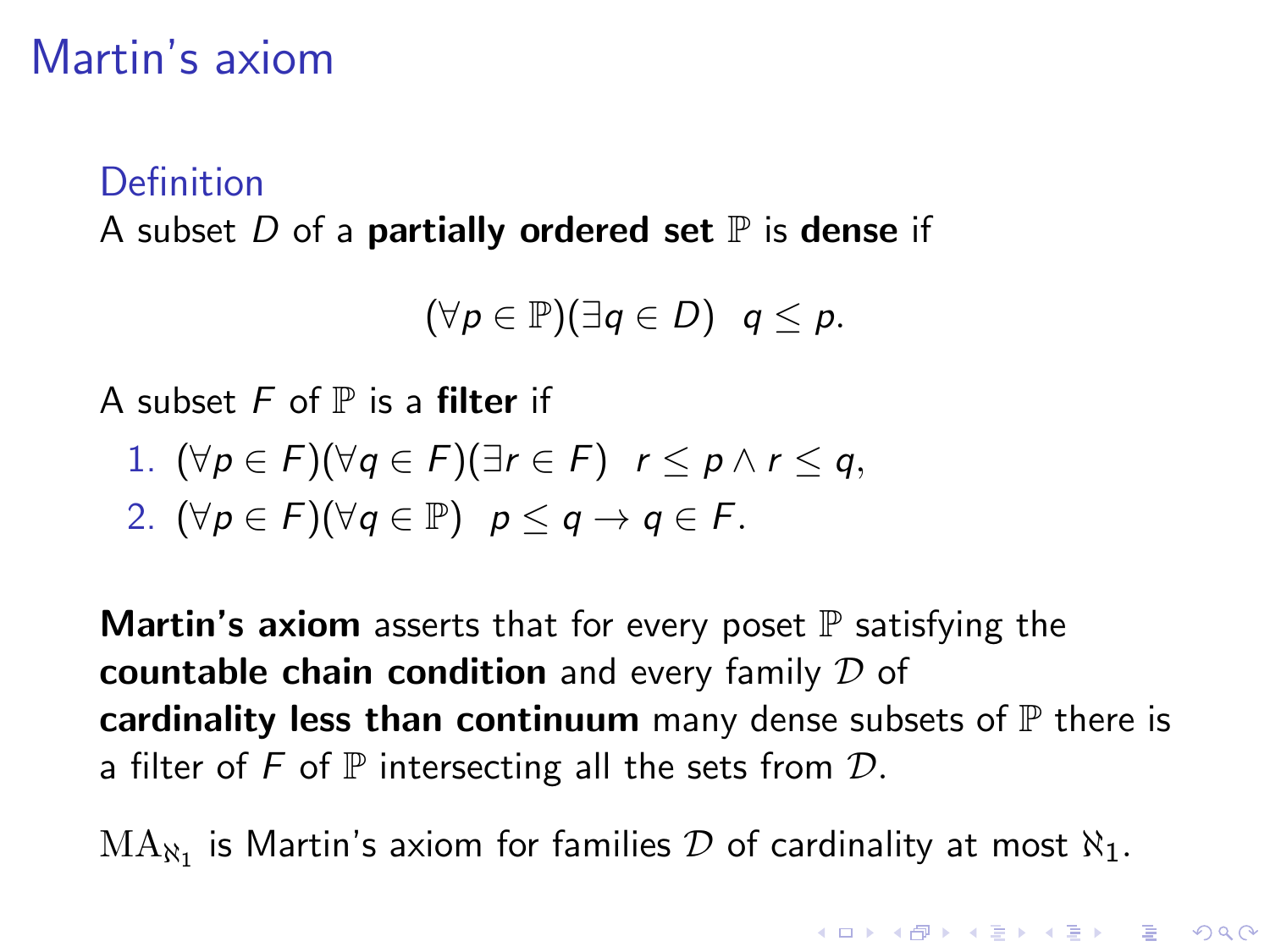# Martin's axiom

### Definition

A subset $D$ of a **partially ordered set** $\mathbb{P}$ is **dense** if

$$(\forall p \in \mathbb{P})(\exists q \in D) \ \ q \leq p.$$

A subset $F$ of $\mathbb{P}$ is a **filter** if

1. $(\forall p \in F)(\forall q \in F)(\exists r \in F) \ \ r \leq p \wedge r \leq q$,
2. $(\forall p \in F)(\forall q \in \mathbb{P}) \ \ p \leq q \rightarrow q \in F$.

**Martin's axiom** asserts that for every poset $\mathbb{P}$ satisfying the **countable chain condition** and every family $\mathcal{D}$ of **cardinality less than continuum** many dense subsets of $\mathbb{P}$ there is a filter of $F$ of $\mathbb{P}$ intersecting all the sets from $\mathcal{D}$.

$\mathrm{MA}_{\aleph_1}$ is Martin's axiom for families $\mathcal{D}$ of cardinality at most $\aleph_1$.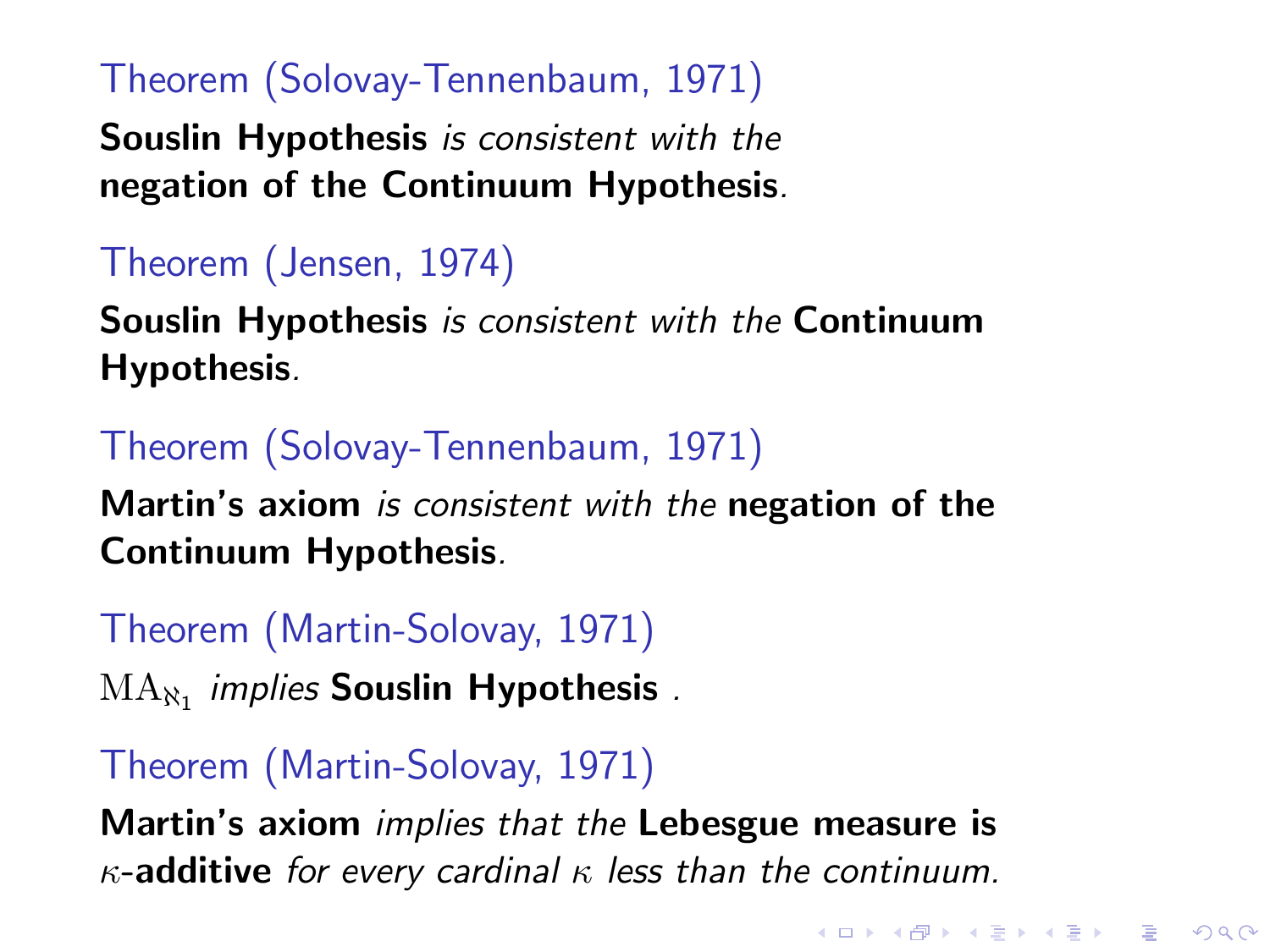Theorem (Solovay-Tennenbaum, 1971)

**Souslin Hypothesis** *is consistent with the* **negation of the Continuum Hypothesis**.

Theorem (Jensen, 1974)

**Souslin Hypothesis** *is consistent with the* **Continuum Hypothesis**.

Theorem (Solovay-Tennenbaum, 1971)

**Martin's axiom** *is consistent with the* **negation of the Continuum Hypothesis**.

Theorem (Martin-Solovay, 1971)

$\mathrm{MA}_{\aleph_1}$ *implies* **Souslin Hypothesis** .

Theorem (Martin-Solovay, 1971)

**Martin's axiom** *implies that the* **Lebesgue measure is $\kappa$-additive** *for every cardinal $\kappa$ less than the continuum.*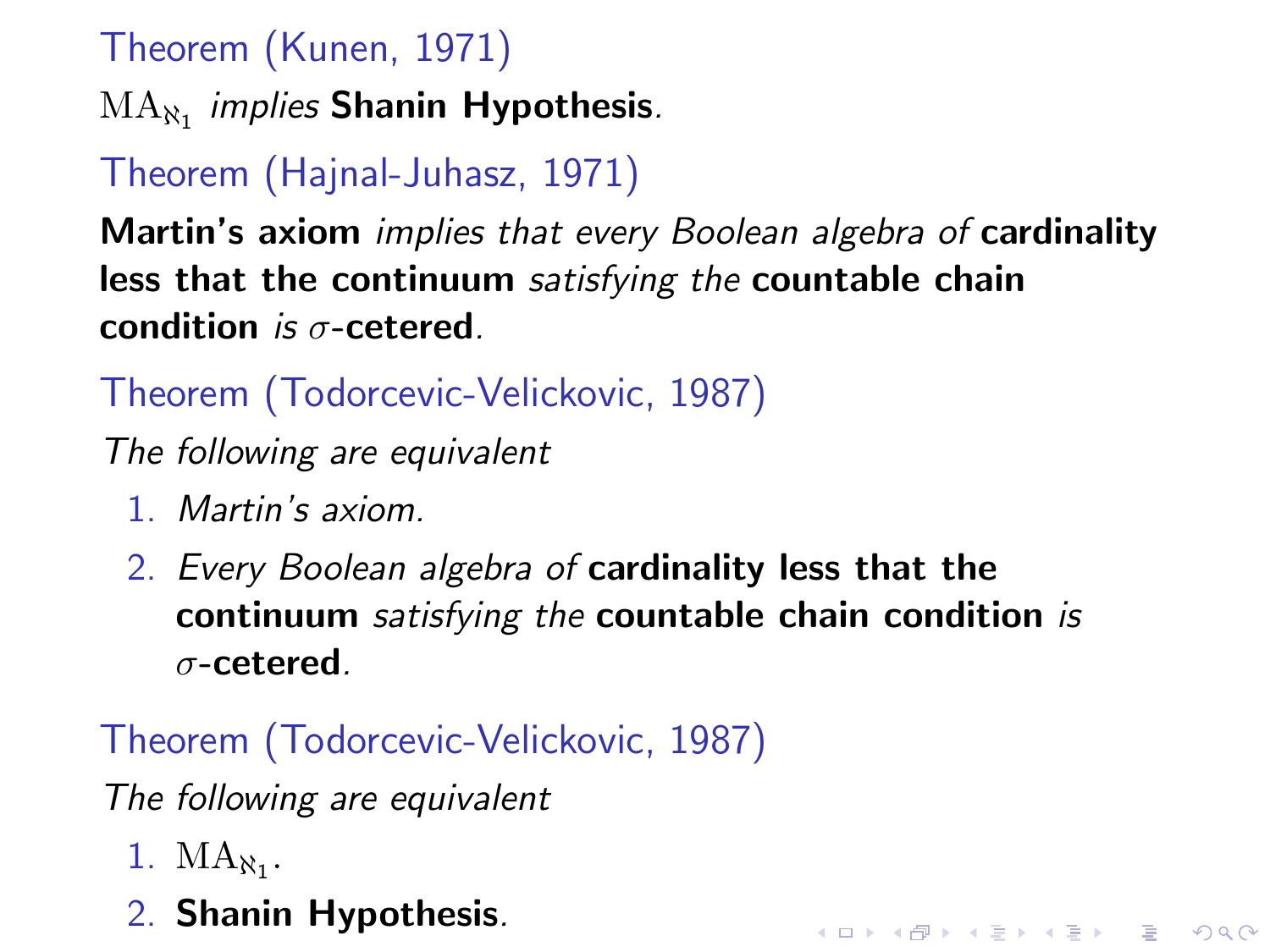**Theorem (Kunen, 1971)**

$\mathrm{MA}_{\aleph_1}$ *implies* **Shanin Hypothesis**.

**Theorem (Hajnal-Juhasz, 1971)**

**Martin's axiom** *implies that every Boolean algebra of* **cardinality less that the continuum** *satisfying the* **countable chain condition** *is* $\sigma$-**cetered**.

**Theorem (Todorcevic-Velickovic, 1987)**

*The following are equivalent*

1. *Martin's axiom.*
2. *Every Boolean algebra of* **cardinality less that the continuum** *satisfying the* **countable chain condition** *is* $\sigma$-**cetered**.

**Theorem (Todorcevic-Velickovic, 1987)**

*The following are equivalent*

1. $\mathrm{MA}_{\aleph_1}$.
2. **Shanin Hypothesis**.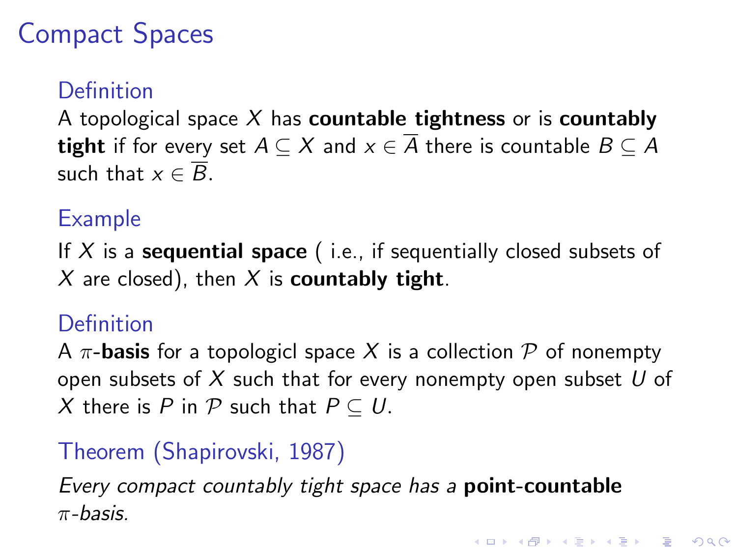# Compact Spaces

### Definition

A topological space $X$ has **countable tightness** or is **countably tight** if for every set $A \subseteq X$ and $x \in \overline{A}$ there is countable $B \subseteq A$ such that $x \in \overline{B}$.

### Example

If $X$ is a **sequential space** ( i.e., if sequentially closed subsets of $X$ are closed), then $X$ is **countably tight**.

### Definition

A $\pi$-**basis** for a topologicl space $X$ is a collection $\mathcal{P}$ of nonempty open subsets of $X$ such that for every nonempty open subset $U$ of $X$ there is $P$ in $\mathcal{P}$ such that $P \subseteq U$.

### Theorem (Shapirovski, 1987)

*Every compact countably tight space has a* **point-countable** *$\pi$-basis.*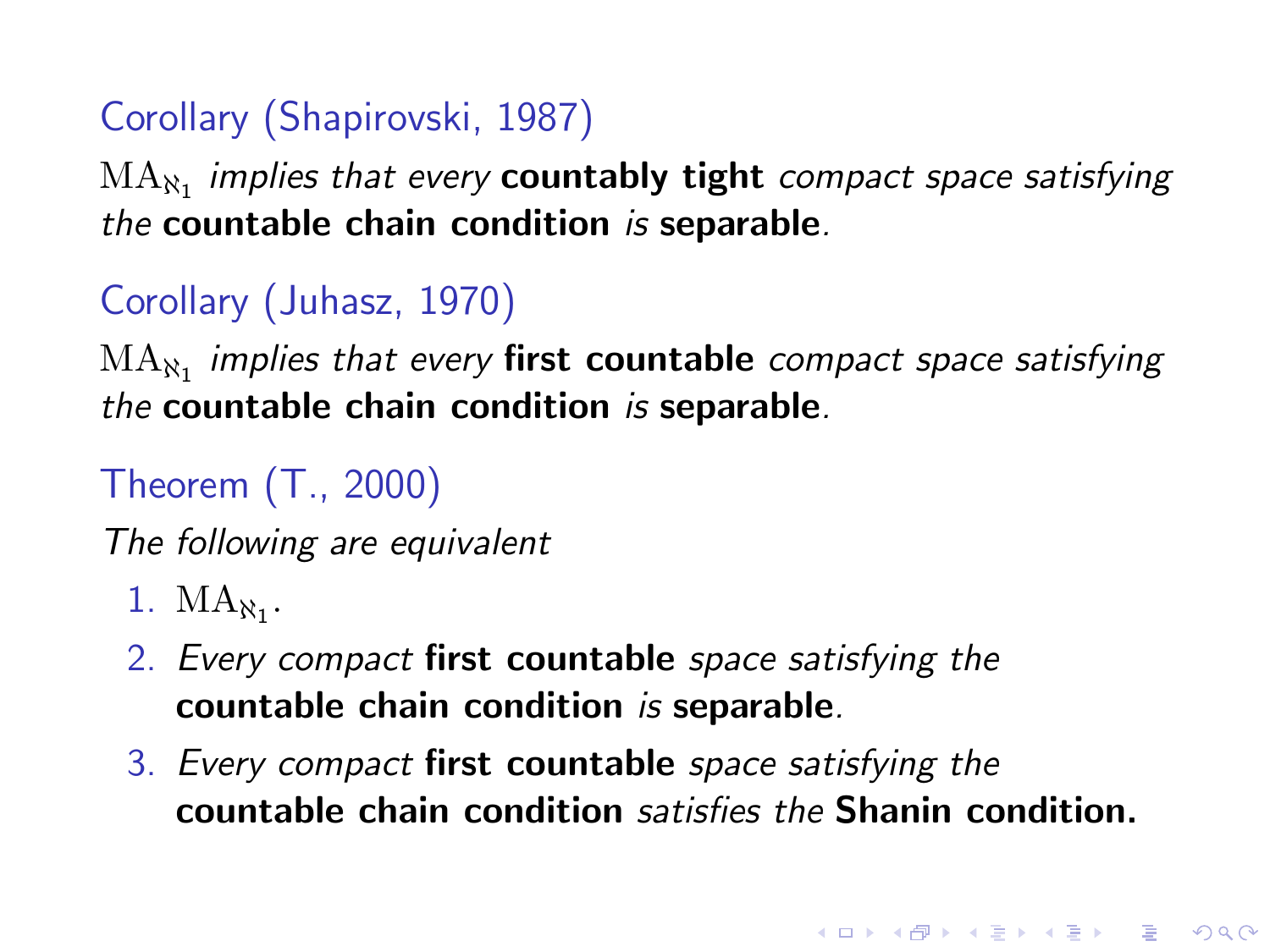**Corollary (Shapirovski, 1987)**

$\mathrm{MA}_{\aleph_1}$ *implies that every* **countably tight** *compact space satisfying the* **countable chain condition** *is* **separable**.

**Corollary (Juhasz, 1970)**

$\mathrm{MA}_{\aleph_1}$ *implies that every* **first countable** *compact space satisfying the* **countable chain condition** *is* **separable**.

**Theorem (T., 2000)**

*The following are equivalent*

1. $\mathrm{MA}_{\aleph_1}$.
2. *Every compact* **first countable** *space satisfying the* **countable chain condition** *is* **separable**.
3. *Every compact* **first countable** *space satisfying the* **countable chain condition** *satisfies the* **Shanin condition.**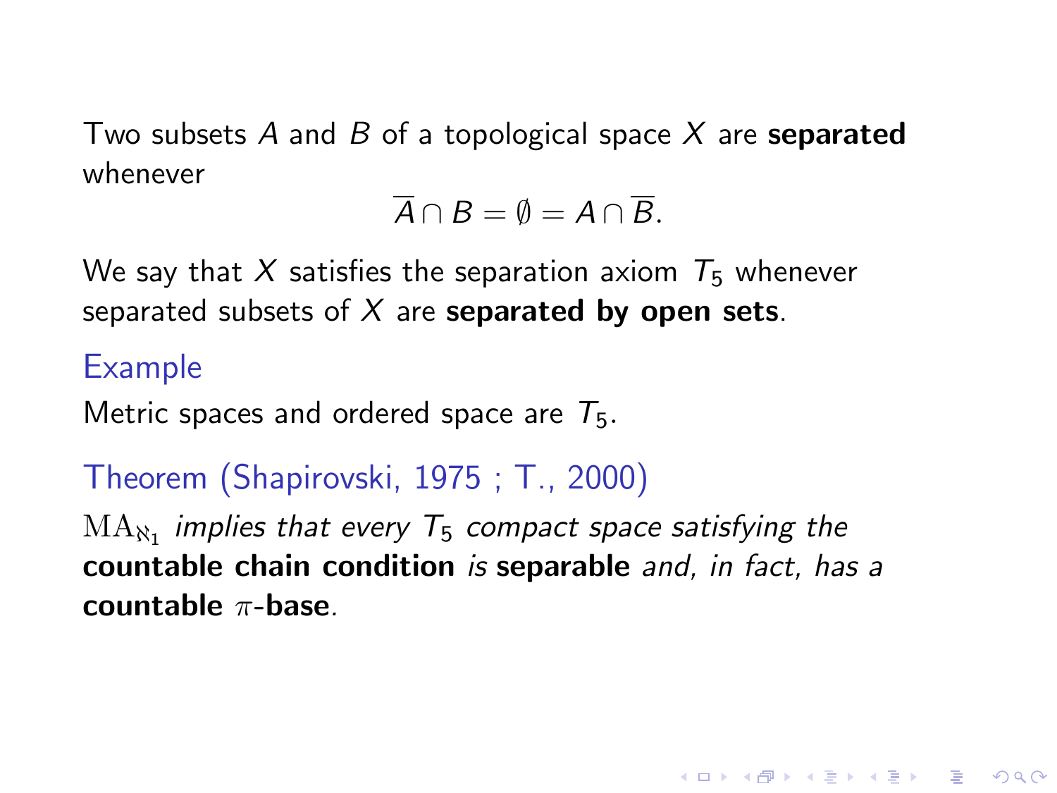Two subsets $A$ and $B$ of a topological space $X$ are **separated** whenever

$$\overline{A} \cap B = \emptyset = A \cap \overline{B}.$$

We say that $X$ satisfies the separation axiom $T_5$ whenever separated subsets of $X$ are **separated by open sets**.

**Example**

Metric spaces and ordered space are $T_5$.

**Theorem (Shapirovski, 1975 ; T., 2000)**

$\mathrm{MA}_{\aleph_1}$ *implies that every* $T_5$ *compact space satisfying the* **countable chain condition** *is* **separable** *and, in fact, has a* **countable $\pi$-base**.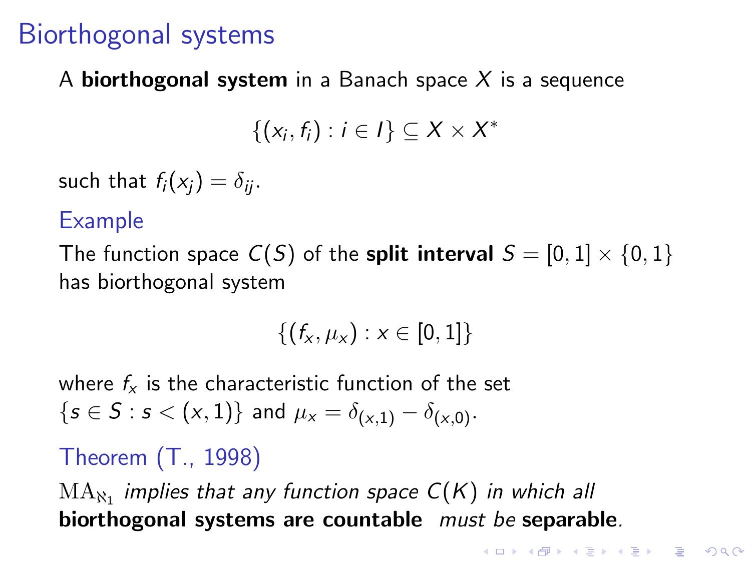# Biorthogonal systems

A **biorthogonal system** in a Banach space $X$ is a sequence

$$\{(x_i, f_i) : i \in I\} \subseteq X \times X^*$$

such that $f_i(x_j) = \delta_{ij}$.

### Example

The function space $C(S)$ of the **split interval** $S = [0,1] \times \{0,1\}$ has biorthogonal system

$$\{(f_x, \mu_x) : x \in [0,1]\}$$

where $f_x$ is the characteristic function of the set $\{s \in S : s < (x,1)\}$ and $\mu_x = \delta_{(x,1)} - \delta_{(x,0)}$.

### Theorem (T., 1998)

$\mathrm{MA}_{\aleph_1}$ *implies that any function space* $C(K)$ *in which all* **biorthogonal systems are countable** *must be* **separable***.*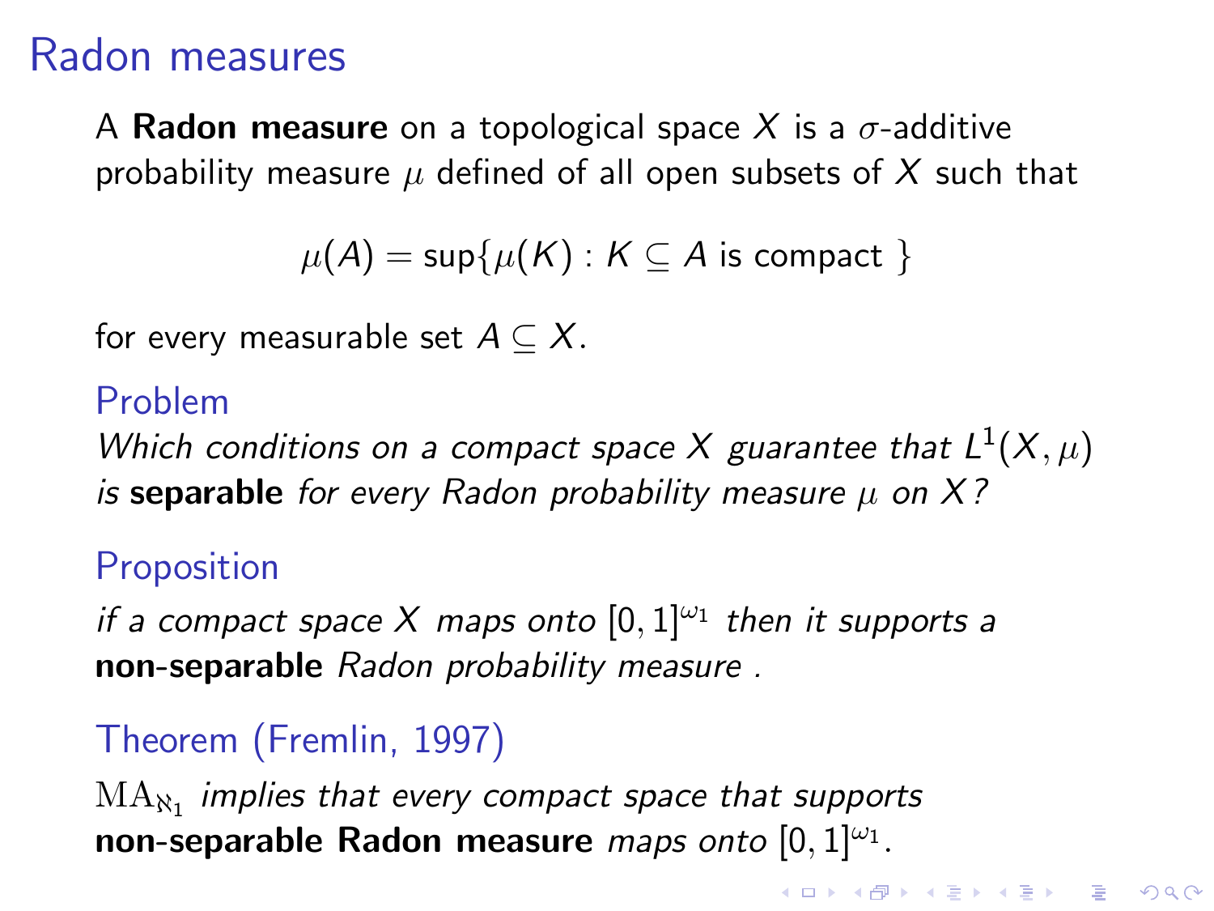# Radon measures

A **Radon measure** on a topological space $X$ is a $\sigma$-additive probability measure $\mu$ defined of all open subsets of $X$ such that

$$\mu(A) = \sup\{\mu(K) : K \subseteq A \text{ is compact }\}$$

for every measurable set $A \subseteq X$.

### Problem

*Which conditions on a compact space $X$ guarantee that $L^1(X, \mu)$ is* **separable** *for every Radon probability measure $\mu$ on $X$?*

### Proposition

*if a compact space $X$ maps onto $[0,1]^{\omega_1}$ then it supports a* **non-separable** *Radon probability measure .*

### Theorem (Fremlin, 1997)

$\mathrm{MA}_{\aleph_1}$ *implies that every compact space that supports* **non-separable Radon measure** *maps onto $[0,1]^{\omega_1}$.*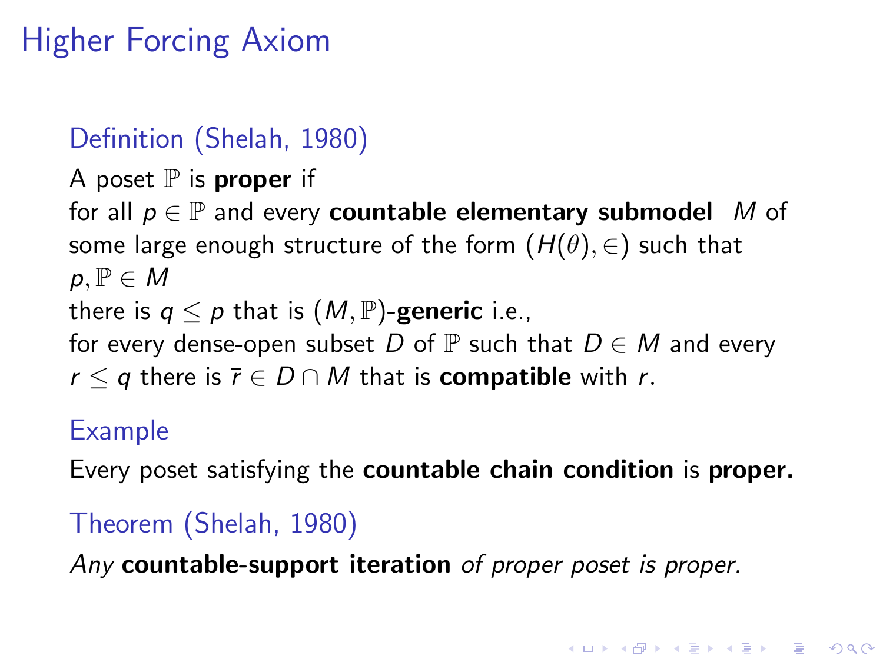# Higher Forcing Axiom

### Definition (Shelah, 1980)

A poset $\mathbb{P}$ is **proper** if
for all $p \in \mathbb{P}$ and every **countable elementary submodel** $M$ of some large enough structure of the form $(H(\theta), \in)$ such that $p, \mathbb{P} \in M$
there is $q \leq p$ that is $(M, \mathbb{P})$-**generic** i.e.,
for every dense-open subset $D$ of $\mathbb{P}$ such that $D \in M$ and every $r \leq q$ there is $\bar{r} \in D \cap M$ that is **compatible** with $r$.

### Example

Every poset satisfying the **countable chain condition** is **proper.**

### Theorem (Shelah, 1980)

*Any* **countable-support iteration** *of proper poset is proper.*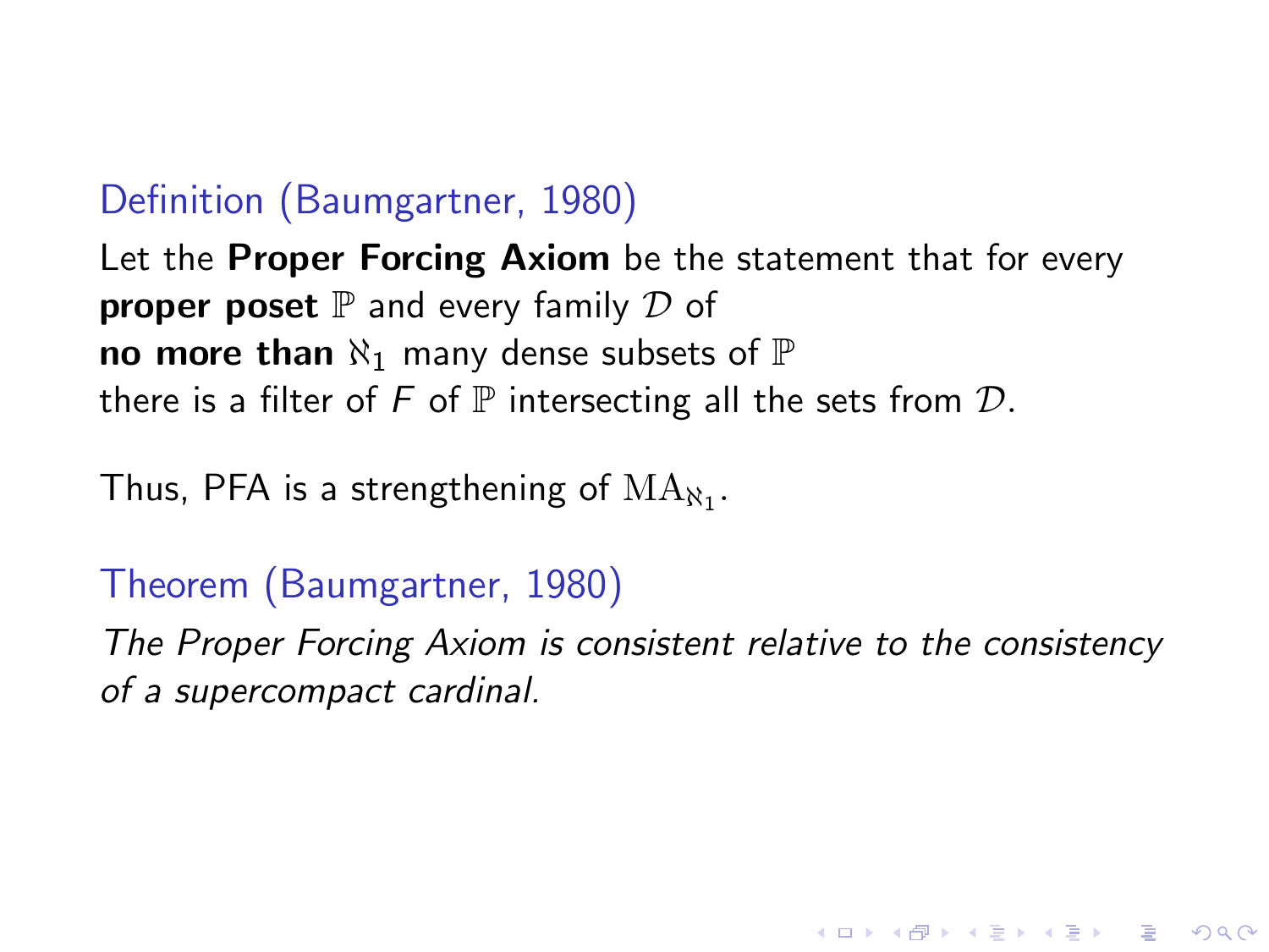Definition (Baumgartner, 1980)

Let the **Proper Forcing Axiom** be the statement that for every **proper poset** $\mathbb{P}$ and every family $\mathcal{D}$ of **no more than** $\aleph_1$ many dense subsets of $\mathbb{P}$ there is a filter of $F$ of $\mathbb{P}$ intersecting all the sets from $\mathcal{D}$.

Thus, PFA is a strengthening of $\mathrm{MA}_{\aleph_1}$.

Theorem (Baumgartner, 1980)

*The Proper Forcing Axiom is consistent relative to the consistency of a supercompact cardinal.*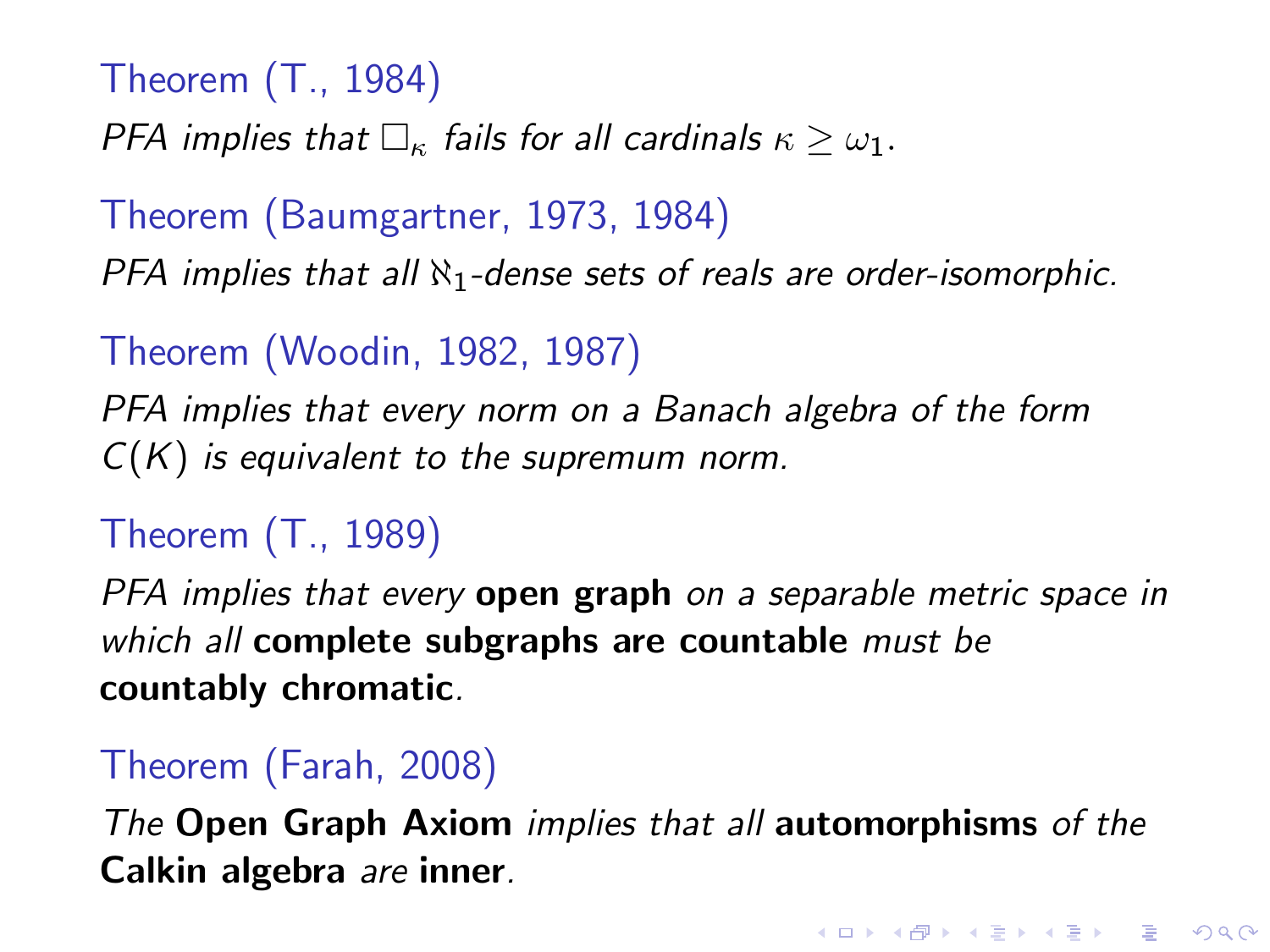**Theorem (T., 1984)**

*PFA implies that $\square_\kappa$ fails for all cardinals $\kappa \geq \omega_1$.*

**Theorem (Baumgartner, 1973, 1984)**

*PFA implies that all $\aleph_1$-dense sets of reals are order-isomorphic.*

**Theorem (Woodin, 1982, 1987)**

*PFA implies that every norm on a Banach algebra of the form $C(K)$ is equivalent to the supremum norm.*

**Theorem (T., 1989)**

*PFA implies that every* **open graph** *on a separable metric space in which all* **complete subgraphs are countable** *must be* **countably chromatic**.

**Theorem (Farah, 2008)**

*The* **Open Graph Axiom** *implies that all* **automorphisms** *of the* **Calkin algebra** *are* **inner**.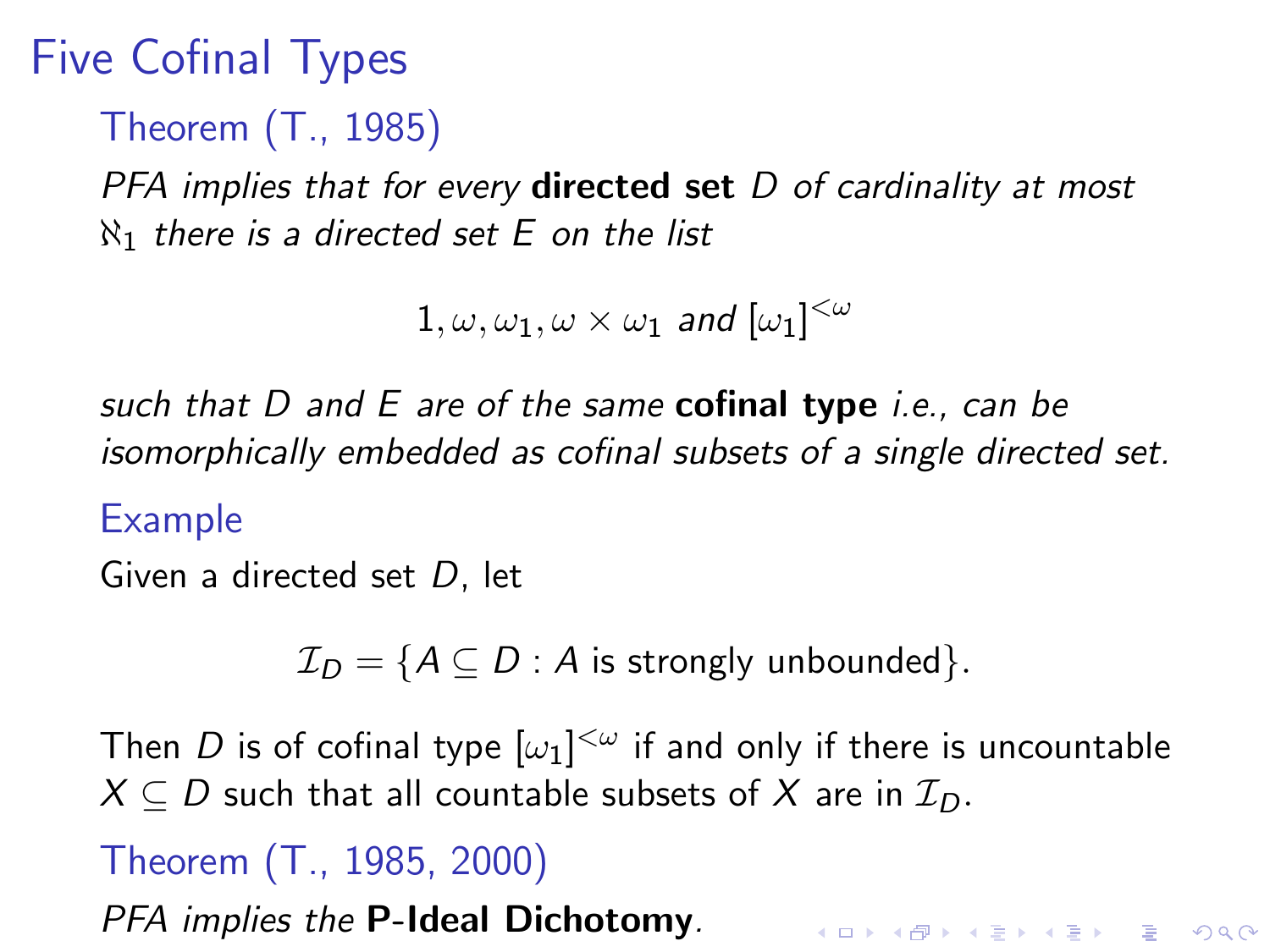# Five Cofinal Types

### Theorem (T., 1985)

*PFA implies that for every* **directed set** *$D$ of cardinality at most $\aleph_1$ there is a directed set $E$ on the list*

$$1, \omega, \omega_1, \omega \times \omega_1 \text{ and } [\omega_1]^{<\omega}$$

*such that $D$ and $E$ are of the same* **cofinal type** *i.e., can be isomorphically embedded as cofinal subsets of a single directed set.*

### Example

Given a directed set $D$, let

$$\mathcal{I}_D = \{A \subseteq D : A \text{ is strongly unbounded}\}.$$

Then $D$ is of cofinal type $[\omega_1]^{<\omega}$ if and only if there is uncountable $X \subseteq D$ such that all countable subsets of $X$ are in $\mathcal{I}_D$.

### Theorem (T., 1985, 2000)

*PFA implies the* **P-Ideal Dichotomy**.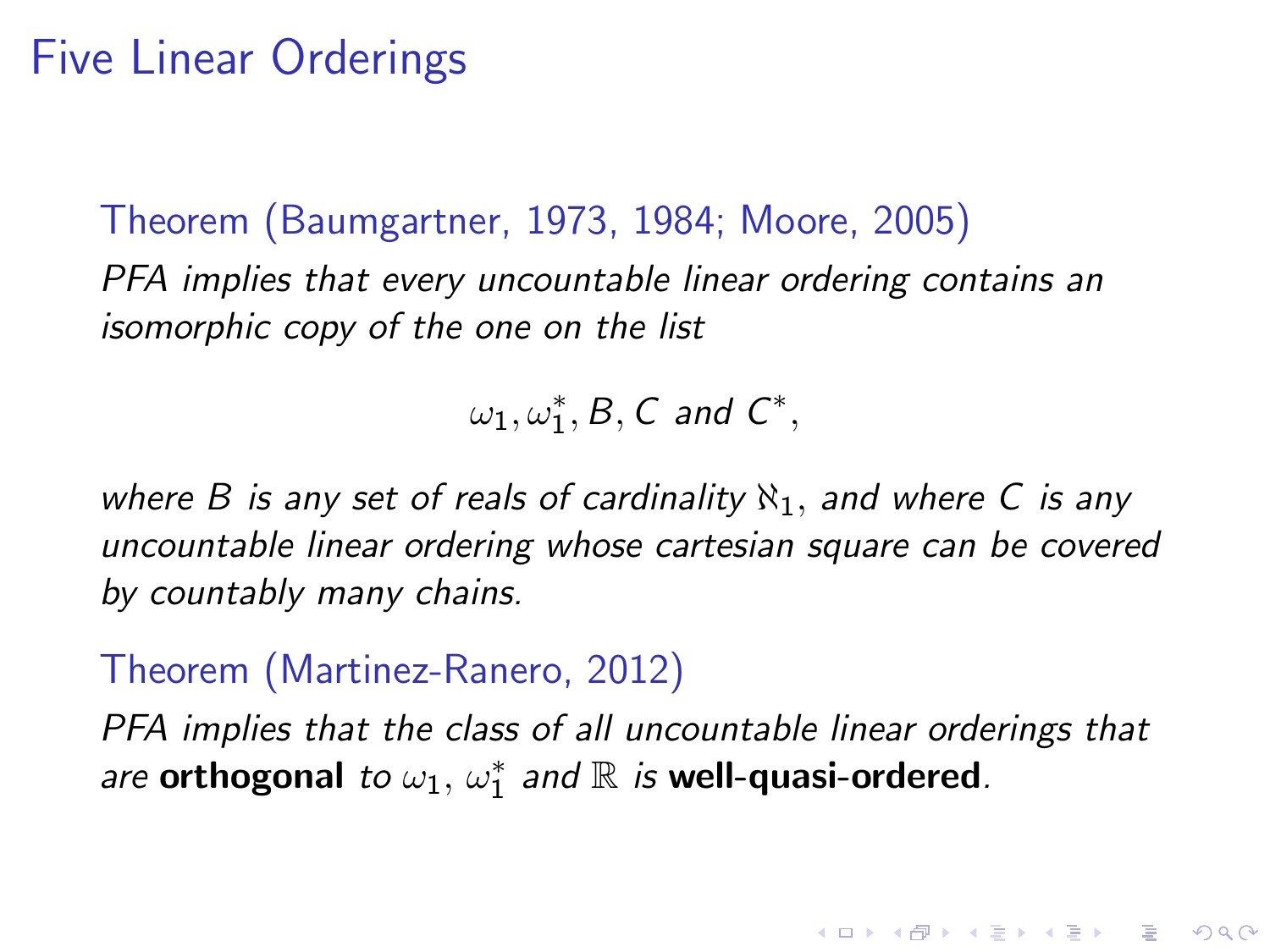# Five Linear Orderings

**Theorem (Baumgartner, 1973, 1984; Moore, 2005)**

*PFA implies that every uncountable linear ordering contains an isomorphic copy of the one on the list*

$$\omega_1, \omega_1^*, B, C \text{ and } C^*,$$

*where $B$ is any set of reals of cardinality $\aleph_1$, and where $C$ is any uncountable linear ordering whose cartesian square can be covered by countably many chains.*

**Theorem (Martinez-Ranero, 2012)**

*PFA implies that the class of all uncountable linear orderings that are* **orthogonal** *to $\omega_1$, $\omega_1^*$ and $\mathbb{R}$ is* **well-quasi-ordered**.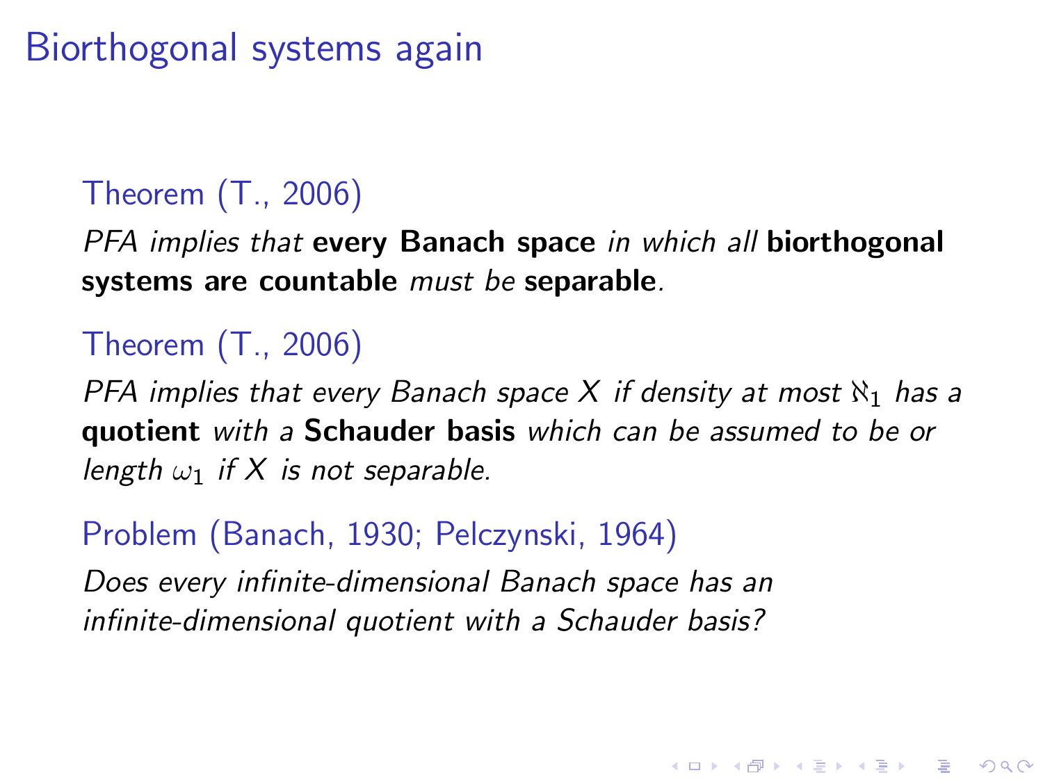# Biorthogonal systems again

**Theorem (T., 2006)**

*PFA implies that* **every Banach space** *in which all* **biorthogonal systems are countable** *must be* **separable***.*

**Theorem (T., 2006)**

*PFA implies that every Banach space $X$ if density at most $\aleph_1$ has a* **quotient** *with a* **Schauder basis** *which can be assumed to be or length $\omega_1$ if $X$ is not separable.*

**Problem (Banach, 1930; Pelczynski, 1964)**

*Does every infinite-dimensional Banach space has an infinite-dimensional quotient with a Schauder basis?*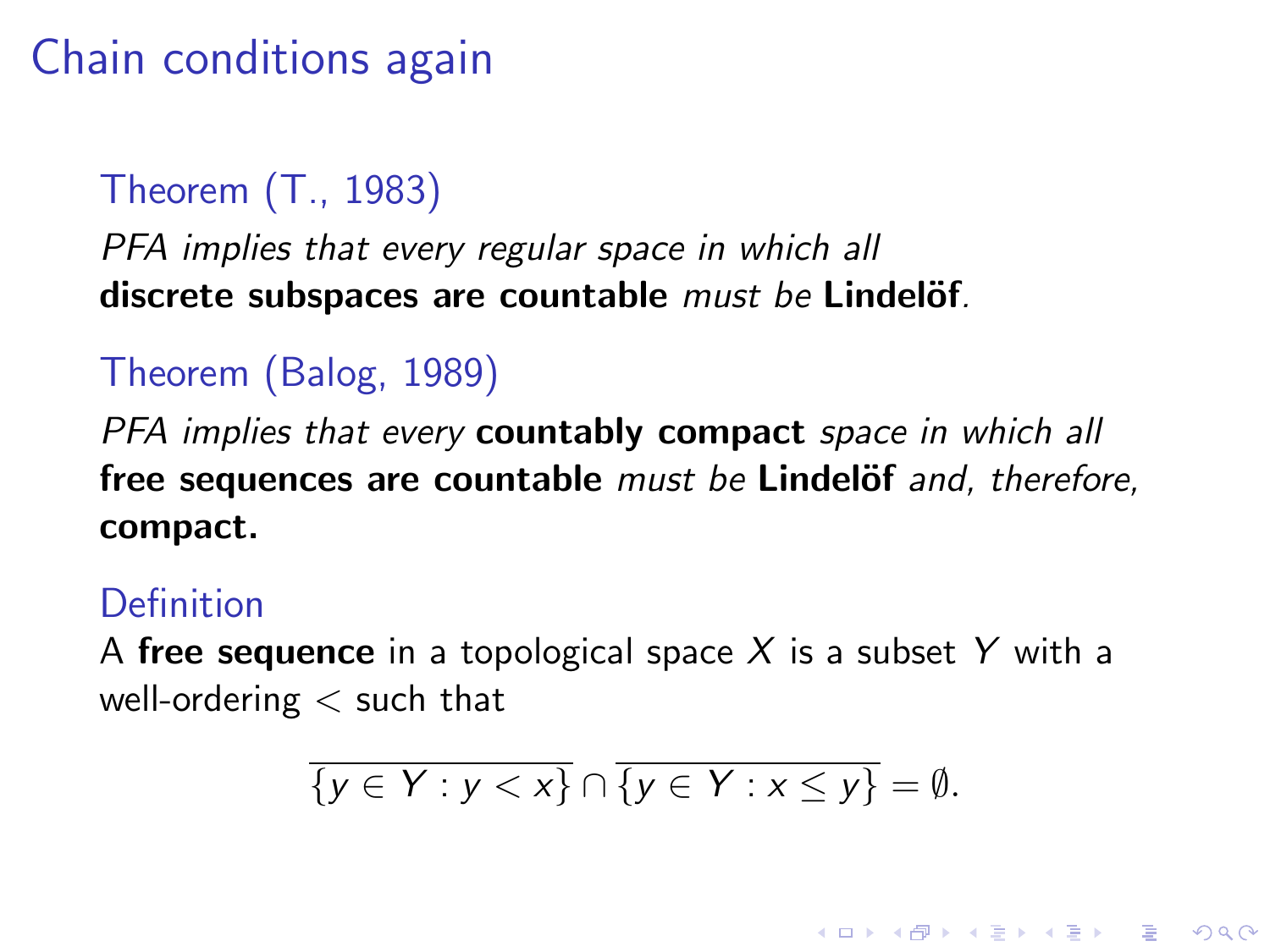# Chain conditions again

### Theorem (T., 1983)

*PFA implies that every regular space in which all* **discrete subspaces are countable** *must be* **Lindelöf**.

### Theorem (Balog, 1989)

*PFA implies that every* **countably compact** *space in which all* **free sequences are countable** *must be* **Lindelöf** *and, therefore,* **compact.**

### Definition

A **free sequence** in a topological space $X$ is a subset $Y$ with a well-ordering $<$ such that

$$\overline{\{y \in Y : y < x\}} \cap \overline{\{y \in Y : x \leq y\}} = \emptyset.$$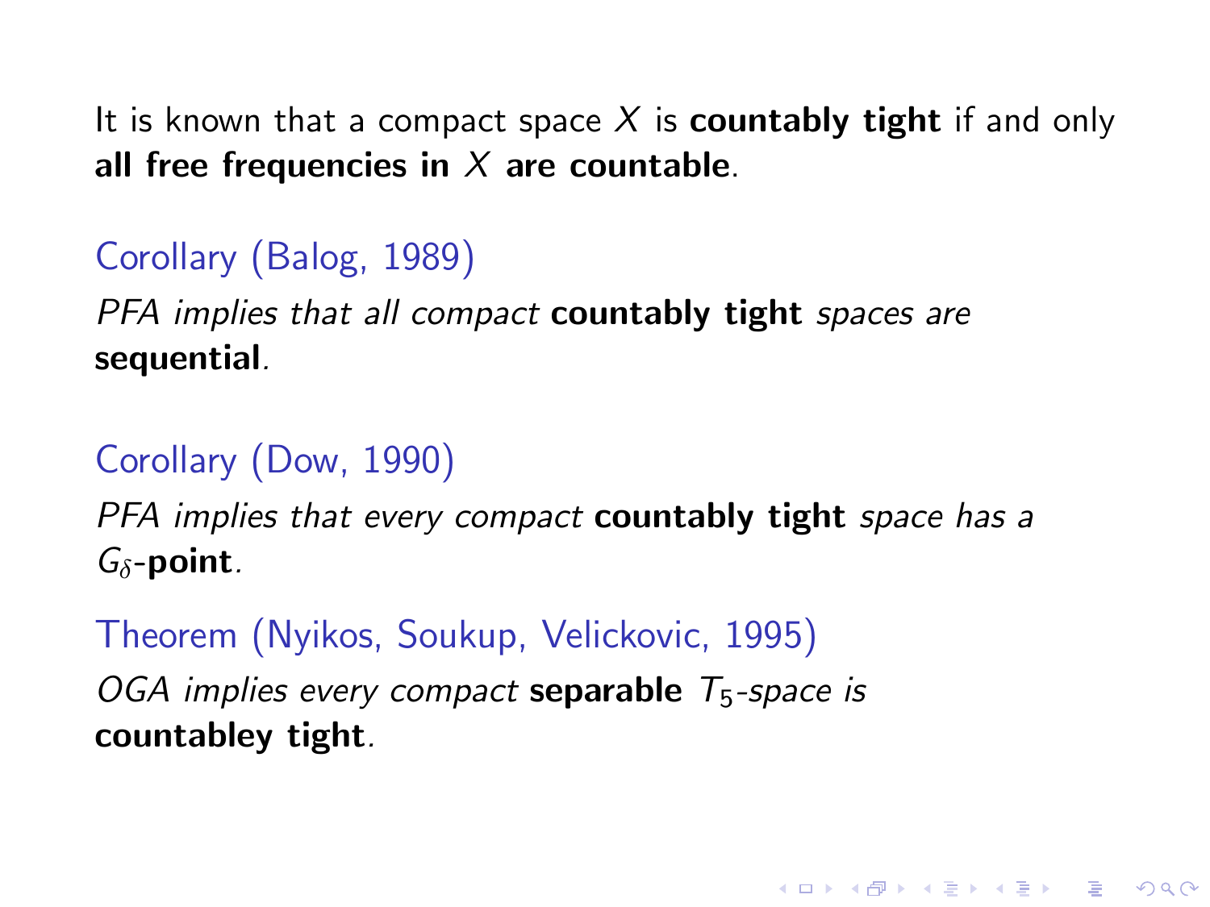It is known that a compact space $X$ is **countably tight** if and only **all free frequencies in $X$ are countable**.

Corollary (Balog, 1989)

*PFA implies that all compact* **countably tight** *spaces are* **sequential**.

Corollary (Dow, 1990)

*PFA implies that every compact* **countably tight** *space has a* $G_\delta$-**point**.

Theorem (Nyikos, Soukup, Velickovic, 1995)

*OGA implies every compact* **separable** $T_5$*-space is* **countabley tight**.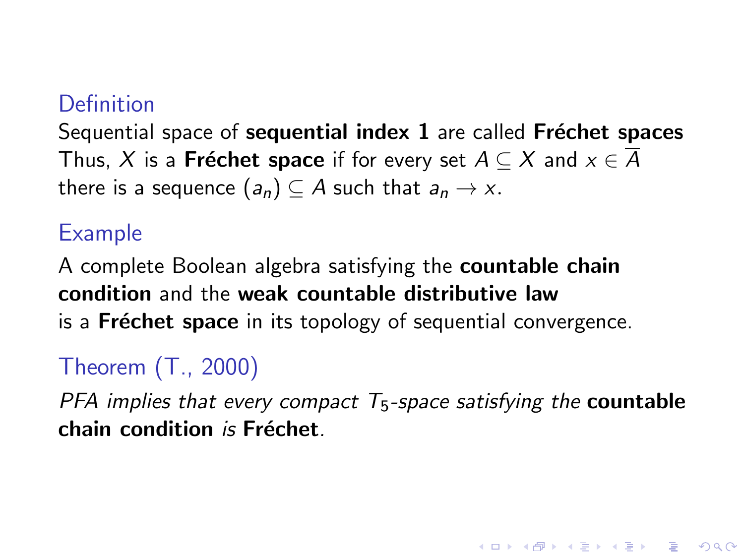**Definition**

Sequential space of **sequential index 1** are called **Fréchet spaces**
Thus, $X$ is a **Fréchet space** if for every set $A \subseteq X$ and $x \in \overline{A}$ there is a sequence $(a_n) \subseteq A$ such that $a_n \to x$.

**Example**

A complete Boolean algebra satisfying the **countable chain condition** and the **weak countable distributive law** is a **Fréchet space** in its topology of sequential convergence.

**Theorem (T., 2000)**

*PFA implies that every compact $T_5$-space satisfying the* **countable chain condition** *is* **Fréchet**.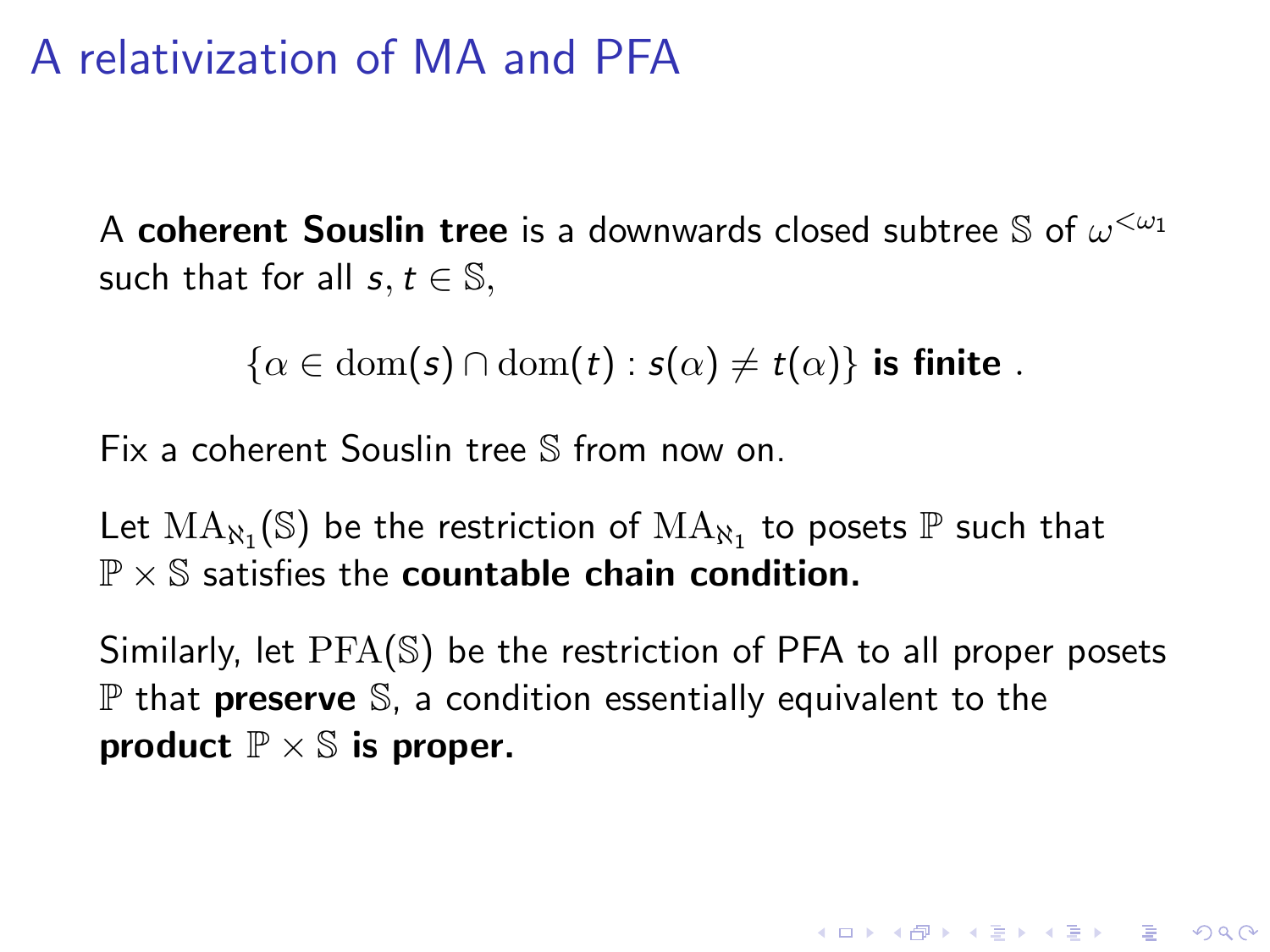# A relativization of MA and PFA

A **coherent Souslin tree** is a downwards closed subtree $\mathbb{S}$ of $\omega^{<\omega_1}$ such that for all $s, t \in \mathbb{S}$,

$$\{\alpha \in \operatorname{dom}(s) \cap \operatorname{dom}(t) : s(\alpha) \neq t(\alpha)\} \textbf{ is finite} .$$

Fix a coherent Souslin tree $\mathbb{S}$ from now on.

Let $\mathrm{MA}_{\aleph_1}(\mathbb{S})$ be the restriction of $\mathrm{MA}_{\aleph_1}$ to posets $\mathbb{P}$ such that $\mathbb{P} \times \mathbb{S}$ satisfies the **countable chain condition.**

Similarly, let $\mathrm{PFA}(\mathbb{S})$ be the restriction of PFA to all proper posets $\mathbb{P}$ that **preserve** $\mathbb{S}$, a condition essentially equivalent to the **product** $\mathbb{P} \times \mathbb{S}$ **is proper.**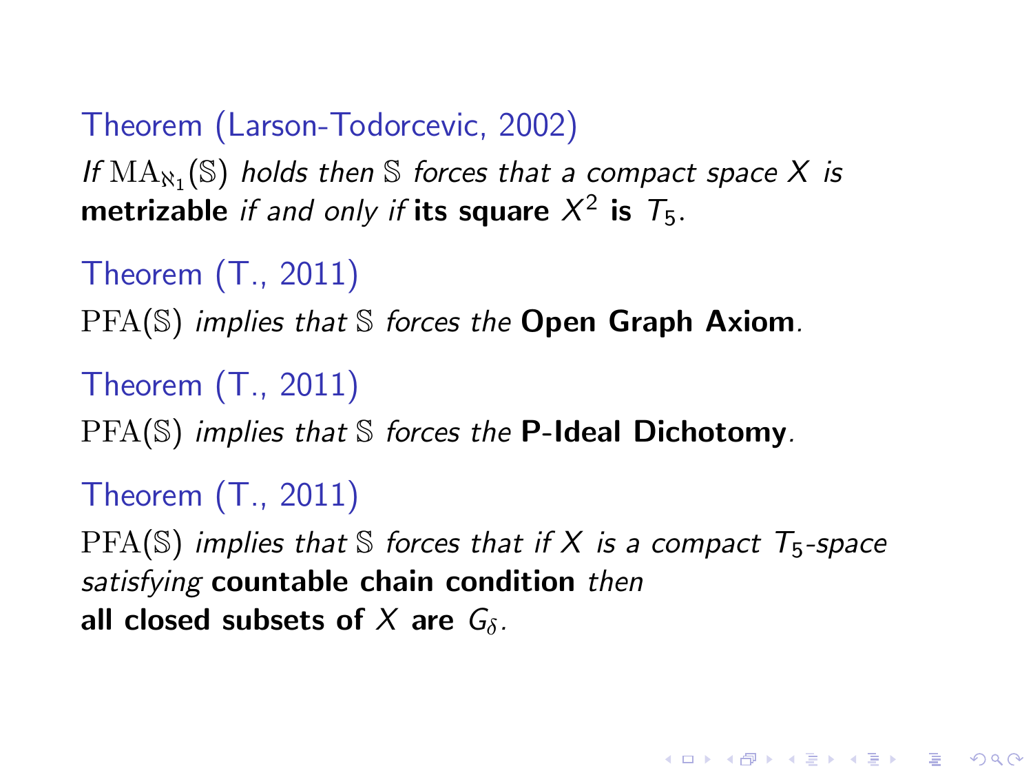**Theorem (Larson-Todorcevic, 2002)**

*If* $\mathrm{MA}_{\aleph_1}(\mathbb{S})$ *holds then* $\mathbb{S}$ *forces that a compact space* $X$ *is* **metrizable** *if and only if* **its square** $X^2$ **is** $T_5$.

**Theorem (T., 2011)**

$\mathrm{PFA}(\mathbb{S})$ *implies that* $\mathbb{S}$ *forces the* **Open Graph Axiom**.

**Theorem (T., 2011)**

$\mathrm{PFA}(\mathbb{S})$ *implies that* $\mathbb{S}$ *forces the* **P-Ideal Dichotomy**.

**Theorem (T., 2011)**

$\mathrm{PFA}(\mathbb{S})$ *implies that* $\mathbb{S}$ *forces that if* $X$ *is a compact* $T_5$*-space satisfying* **countable chain condition** *then* **all closed subsets of** $X$ **are** $G_\delta$.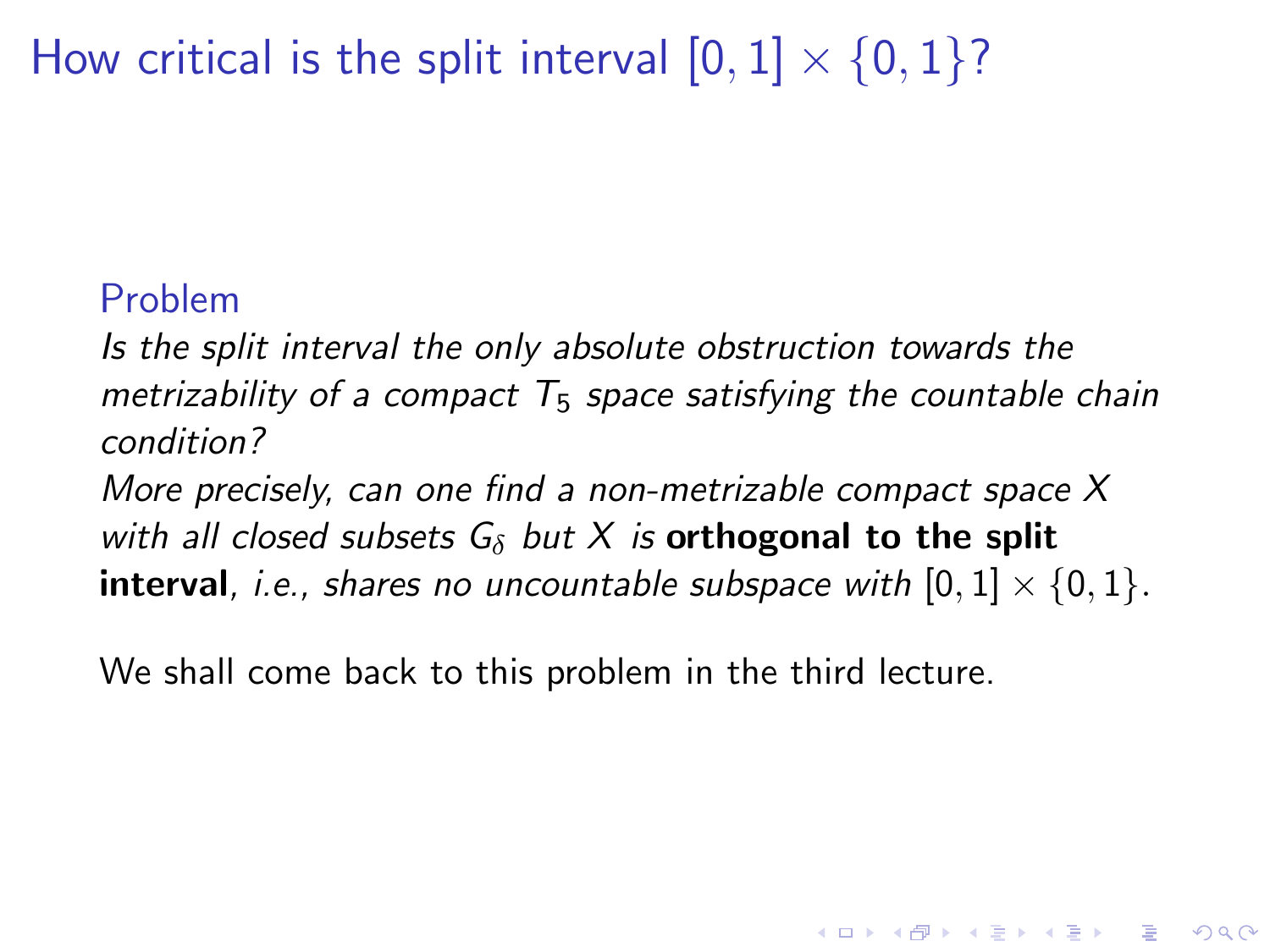# How critical is the split interval $[0, 1] \times \{0, 1\}$?

## Problem

*Is the split interval the only absolute obstruction towards the metrizability of a compact $T_5$ space satisfying the countable chain condition?*

*More precisely, can one find a non-metrizable compact space $X$ with all closed subsets $G_\delta$ but $X$ is* **orthogonal to the split interval**, *i.e., shares no uncountable subspace with $[0, 1] \times \{0, 1\}$.*

We shall come back to this problem in the third lecture.